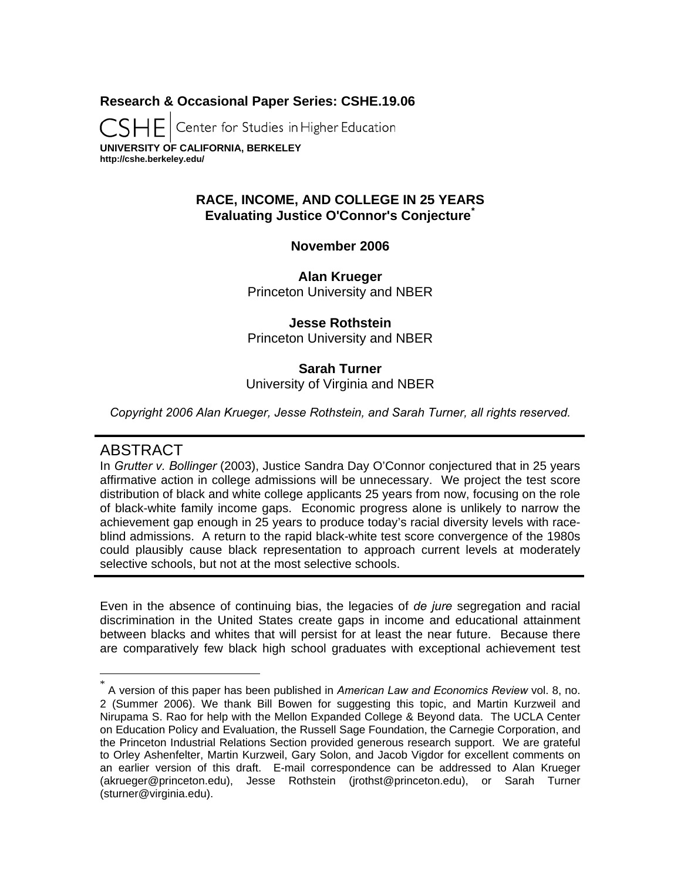**Research & Occasional Paper Series: CSHE.19.06**

CSHE | Center for Studies in Higher Education

**UNIVERSITY OF CALIFORNIA, BERKELEY**
**http://cshe.berkeley.edu/**

# RACE, INCOME, AND COLLEGE IN 25 YEARS
## Evaluating Justice O'Connor's Conjecture*

**November 2006**

**Alan Krueger**
Princeton University and NBER

**Jesse Rothstein**
Princeton University and NBER

**Sarah Turner**
University of Virginia and NBER

*Copyright 2006 Alan Krueger, Jesse Rothstein, and Sarah Turner, all rights reserved.*

---

## ABSTRACT

In *Grutter v. Bollinger* (2003), Justice Sandra Day O'Connor conjectured that in 25 years affirmative action in college admissions will be unnecessary. We project the test score distribution of black and white college applicants 25 years from now, focusing on the role of black-white family income gaps. Economic progress alone is unlikely to narrow the achievement gap enough in 25 years to produce today's racial diversity levels with race-blind admissions. A return to the rapid black-white test score convergence of the 1980s could plausibly cause black representation to approach current levels at moderately selective schools, but not at the most selective schools.

---

Even in the absence of continuing bias, the legacies of *de jure* segregation and racial discrimination in the United States create gaps in income and educational attainment between blacks and whites that will persist for at least the near future. Because there are comparatively few black high school graduates with exceptional achievement test

---

* A version of this paper has been published in *American Law and Economics Review* vol. 8, no. 2 (Summer 2006). We thank Bill Bowen for suggesting this topic, and Martin Kurzweil and Nirupama S. Rao for help with the Mellon Expanded College & Beyond data. The UCLA Center on Education Policy and Evaluation, the Russell Sage Foundation, the Carnegie Corporation, and the Princeton Industrial Relations Section provided generous research support. We are grateful to Orley Ashenfelter, Martin Kurzweil, Gary Solon, and Jacob Vigdor for excellent comments on an earlier version of this draft. E-mail correspondence can be addressed to Alan Krueger (akrueger@princeton.edu), Jesse Rothstein (jrothst@princeton.edu), or Sarah Turner (sturner@virginia.edu).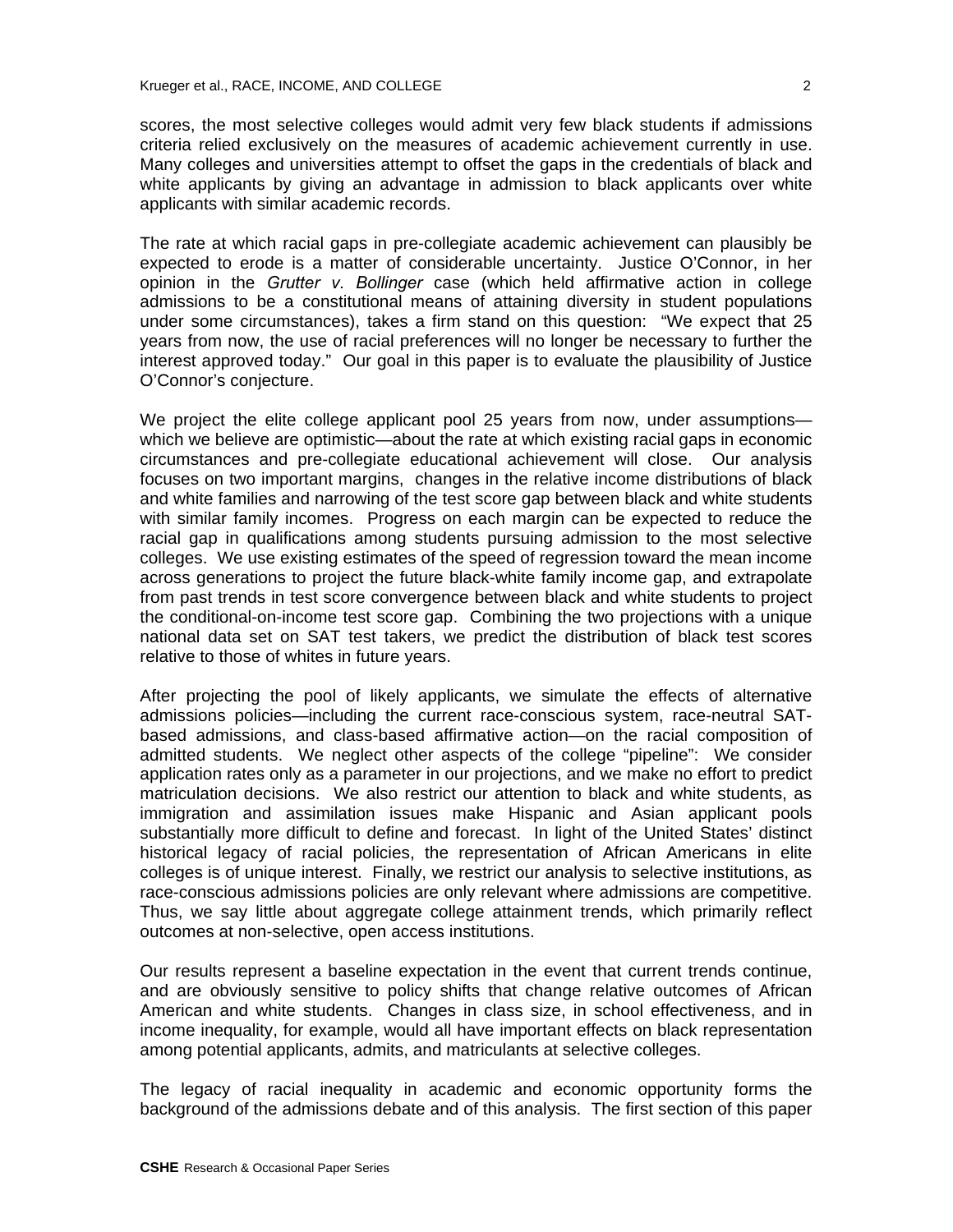scores, the most selective colleges would admit very few black students if admissions criteria relied exclusively on the measures of academic achievement currently in use. Many colleges and universities attempt to offset the gaps in the credentials of black and white applicants by giving an advantage in admission to black applicants over white applicants with similar academic records.

The rate at which racial gaps in pre-collegiate academic achievement can plausibly be expected to erode is a matter of considerable uncertainty. Justice O'Connor, in her opinion in the *Grutter v. Bollinger* case (which held affirmative action in college admissions to be a constitutional means of attaining diversity in student populations under some circumstances), takes a firm stand on this question: "We expect that 25 years from now, the use of racial preferences will no longer be necessary to further the interest approved today." Our goal in this paper is to evaluate the plausibility of Justice O'Connor's conjecture.

We project the elite college applicant pool 25 years from now, under assumptions—which we believe are optimistic—about the rate at which existing racial gaps in economic circumstances and pre-collegiate educational achievement will close. Our analysis focuses on two important margins, changes in the relative income distributions of black and white families and narrowing of the test score gap between black and white students with similar family incomes. Progress on each margin can be expected to reduce the racial gap in qualifications among students pursuing admission to the most selective colleges. We use existing estimates of the speed of regression toward the mean income across generations to project the future black-white family income gap, and extrapolate from past trends in test score convergence between black and white students to project the conditional-on-income test score gap. Combining the two projections with a unique national data set on SAT test takers, we predict the distribution of black test scores relative to those of whites in future years.

After projecting the pool of likely applicants, we simulate the effects of alternative admissions policies—including the current race-conscious system, race-neutral SAT-based admissions, and class-based affirmative action—on the racial composition of admitted students. We neglect other aspects of the college "pipeline": We consider application rates only as a parameter in our projections, and we make no effort to predict matriculation decisions. We also restrict our attention to black and white students, as immigration and assimilation issues make Hispanic and Asian applicant pools substantially more difficult to define and forecast. In light of the United States' distinct historical legacy of racial policies, the representation of African Americans in elite colleges is of unique interest. Finally, we restrict our analysis to selective institutions, as race-conscious admissions policies are only relevant where admissions are competitive. Thus, we say little about aggregate college attainment trends, which primarily reflect outcomes at non-selective, open access institutions.

Our results represent a baseline expectation in the event that current trends continue, and are obviously sensitive to policy shifts that change relative outcomes of African American and white students. Changes in class size, in school effectiveness, and in income inequality, for example, would all have important effects on black representation among potential applicants, admits, and matriculants at selective colleges.

The legacy of racial inequality in academic and economic opportunity forms the background of the admissions debate and of this analysis. The first section of this paper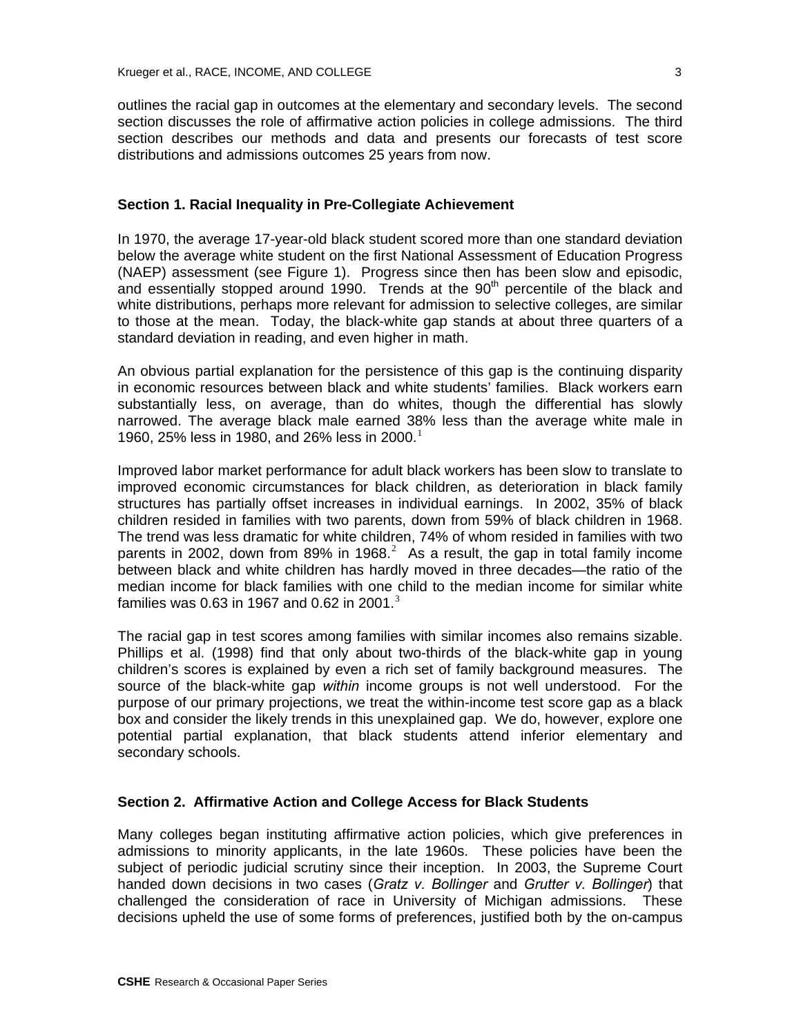outlines the racial gap in outcomes at the elementary and secondary levels. The second section discusses the role of affirmative action policies in college admissions. The third section describes our methods and data and presents our forecasts of test score distributions and admissions outcomes 25 years from now.

### Section 1. Racial Inequality in Pre-Collegiate Achievement

In 1970, the average 17-year-old black student scored more than one standard deviation below the average white student on the first National Assessment of Education Progress (NAEP) assessment (see Figure 1). Progress since then has been slow and episodic, and essentially stopped around 1990. Trends at the 90$^{th}$ percentile of the black and white distributions, perhaps more relevant for admission to selective colleges, are similar to those at the mean. Today, the black-white gap stands at about three quarters of a standard deviation in reading, and even higher in math.

An obvious partial explanation for the persistence of this gap is the continuing disparity in economic resources between black and white students' families. Black workers earn substantially less, on average, than do whites, though the differential has slowly narrowed. The average black male earned 38% less than the average white male in 1960, 25% less in 1980, and 26% less in 2000.[1]

Improved labor market performance for adult black workers has been slow to translate to improved economic circumstances for black children, as deterioration in black family structures has partially offset increases in individual earnings. In 2002, 35% of black children resided in families with two parents, down from 59% of black children in 1968. The trend was less dramatic for white children, 74% of whom resided in families with two parents in 2002, down from 89% in 1968.[2] As a result, the gap in total family income between black and white children has hardly moved in three decades—the ratio of the median income for black families with one child to the median income for similar white families was 0.63 in 1967 and 0.62 in 2001.[3]

The racial gap in test scores among families with similar incomes also remains sizable. Phillips et al. (1998) find that only about two-thirds of the black-white gap in young children's scores is explained by even a rich set of family background measures. The source of the black-white gap *within* income groups is not well understood. For the purpose of our primary projections, we treat the within-income test score gap as a black box and consider the likely trends in this unexplained gap. We do, however, explore one potential partial explanation, that black students attend inferior elementary and secondary schools.

### Section 2. Affirmative Action and College Access for Black Students

Many colleges began instituting affirmative action policies, which give preferences in admissions to minority applicants, in the late 1960s. These policies have been the subject of periodic judicial scrutiny since their inception. In 2003, the Supreme Court handed down decisions in two cases (*Gratz v. Bollinger* and *Grutter v. Bollinger*) that challenged the consideration of race in University of Michigan admissions. These decisions upheld the use of some forms of preferences, justified both by the on-campus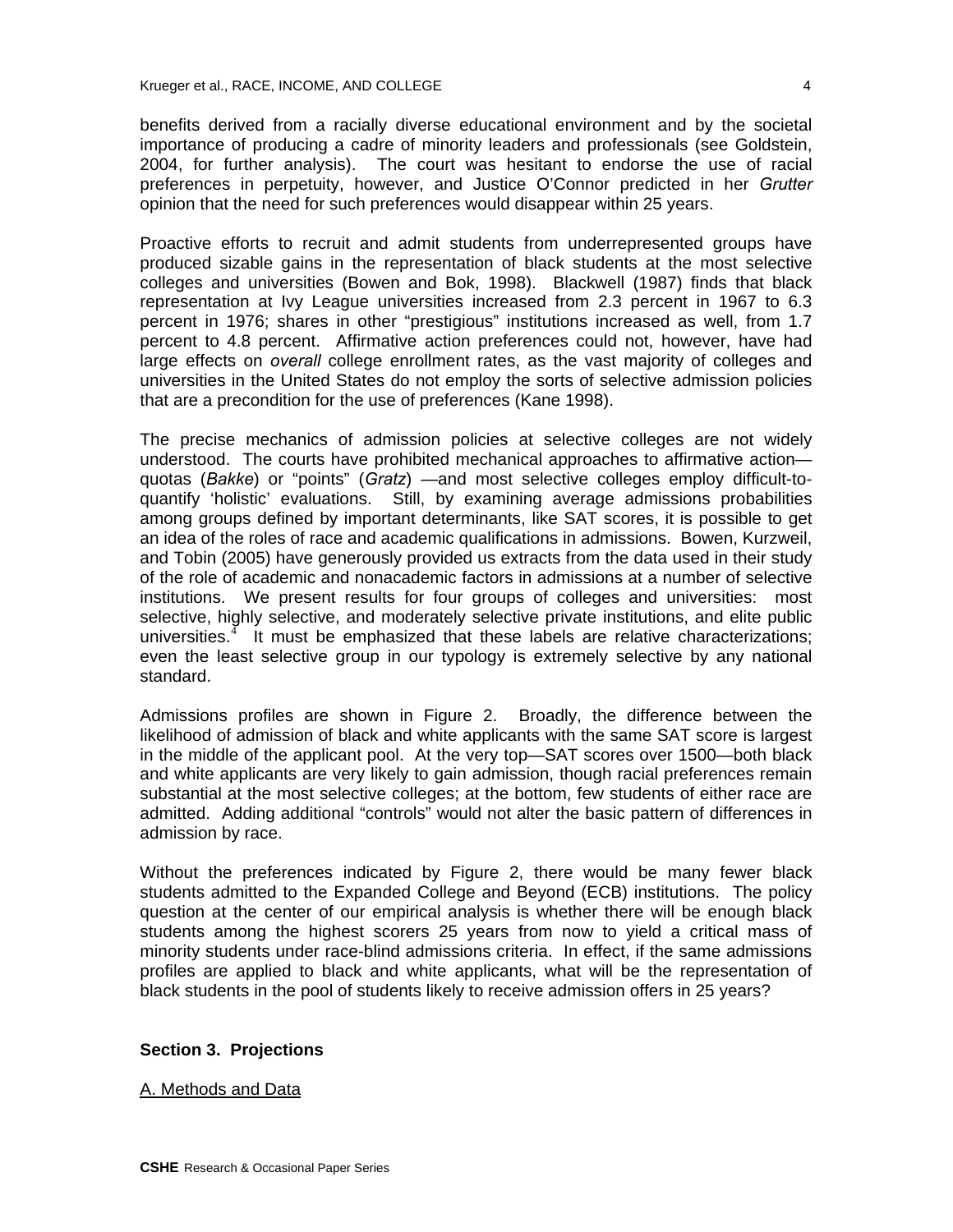benefits derived from a racially diverse educational environment and by the societal importance of producing a cadre of minority leaders and professionals (see Goldstein, 2004, for further analysis). The court was hesitant to endorse the use of racial preferences in perpetuity, however, and Justice O'Connor predicted in her *Grutter* opinion that the need for such preferences would disappear within 25 years.

Proactive efforts to recruit and admit students from underrepresented groups have produced sizable gains in the representation of black students at the most selective colleges and universities (Bowen and Bok, 1998). Blackwell (1987) finds that black representation at Ivy League universities increased from 2.3 percent in 1967 to 6.3 percent in 1976; shares in other "prestigious" institutions increased as well, from 1.7 percent to 4.8 percent. Affirmative action preferences could not, however, have had large effects on *overall* college enrollment rates, as the vast majority of colleges and universities in the United States do not employ the sorts of selective admission policies that are a precondition for the use of preferences (Kane 1998).

The precise mechanics of admission policies at selective colleges are not widely understood. The courts have prohibited mechanical approaches to affirmative action—quotas (*Bakke*) or "points" (*Gratz*) —and most selective colleges employ difficult-to-quantify 'holistic' evaluations. Still, by examining average admissions probabilities among groups defined by important determinants, like SAT scores, it is possible to get an idea of the roles of race and academic qualifications in admissions. Bowen, Kurzweil, and Tobin (2005) have generously provided us extracts from the data used in their study of the role of academic and nonacademic factors in admissions at a number of selective institutions. We present results for four groups of colleges and universities: most selective, highly selective, and moderately selective private institutions, and elite public universities.[4] It must be emphasized that these labels are relative characterizations; even the least selective group in our typology is extremely selective by any national standard.

Admissions profiles are shown in Figure 2. Broadly, the difference between the likelihood of admission of black and white applicants with the same SAT score is largest in the middle of the applicant pool. At the very top—SAT scores over 1500—both black and white applicants are very likely to gain admission, though racial preferences remain substantial at the most selective colleges; at the bottom, few students of either race are admitted. Adding additional "controls" would not alter the basic pattern of differences in admission by race.

Without the preferences indicated by Figure 2, there would be many fewer black students admitted to the Expanded College and Beyond (ECB) institutions. The policy question at the center of our empirical analysis is whether there will be enough black students among the highest scorers 25 years from now to yield a critical mass of minority students under race-blind admissions criteria. In effect, if the same admissions profiles are applied to black and white applicants, what will be the representation of black students in the pool of students likely to receive admission offers in 25 years?

## Section 3. Projections

### A. Methods and Data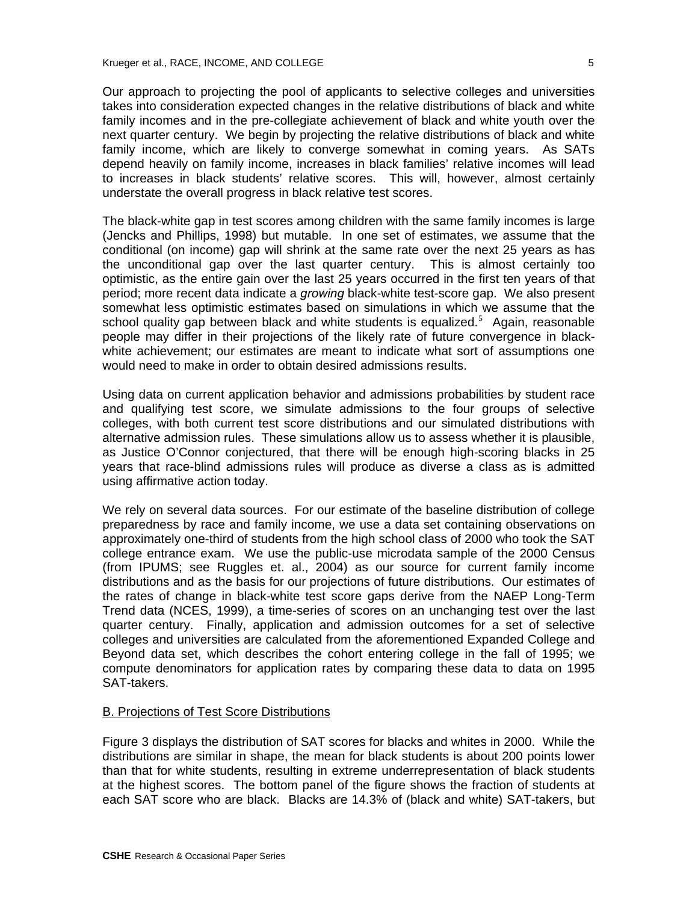Our approach to projecting the pool of applicants to selective colleges and universities takes into consideration expected changes in the relative distributions of black and white family incomes and in the pre-collegiate achievement of black and white youth over the next quarter century. We begin by projecting the relative distributions of black and white family income, which are likely to converge somewhat in coming years. As SATs depend heavily on family income, increases in black families' relative incomes will lead to increases in black students' relative scores. This will, however, almost certainly understate the overall progress in black relative test scores.

The black-white gap in test scores among children with the same family incomes is large (Jencks and Phillips, 1998) but mutable. In one set of estimates, we assume that the conditional (on income) gap will shrink at the same rate over the next 25 years as has the unconditional gap over the last quarter century. This is almost certainly too optimistic, as the entire gain over the last 25 years occurred in the first ten years of that period; more recent data indicate a *growing* black-white test-score gap. We also present somewhat less optimistic estimates based on simulations in which we assume that the school quality gap between black and white students is equalized.[5] Again, reasonable people may differ in their projections of the likely rate of future convergence in black-white achievement; our estimates are meant to indicate what sort of assumptions one would need to make in order to obtain desired admissions results.

Using data on current application behavior and admissions probabilities by student race and qualifying test score, we simulate admissions to the four groups of selective colleges, with both current test score distributions and our simulated distributions with alternative admission rules. These simulations allow us to assess whether it is plausible, as Justice O'Connor conjectured, that there will be enough high-scoring blacks in 25 years that race-blind admissions rules will produce as diverse a class as is admitted using affirmative action today.

We rely on several data sources. For our estimate of the baseline distribution of college preparedness by race and family income, we use a data set containing observations on approximately one-third of students from the high school class of 2000 who took the SAT college entrance exam. We use the public-use microdata sample of the 2000 Census (from IPUMS; see Ruggles et. al., 2004) as our source for current family income distributions and as the basis for our projections of future distributions. Our estimates of the rates of change in black-white test score gaps derive from the NAEP Long-Term Trend data (NCES, 1999), a time-series of scores on an unchanging test over the last quarter century. Finally, application and admission outcomes for a set of selective colleges and universities are calculated from the aforementioned Expanded College and Beyond data set, which describes the cohort entering college in the fall of 1995; we compute denominators for application rates by comparing these data to data on 1995 SAT-takers.

## B. Projections of Test Score Distributions

Figure 3 displays the distribution of SAT scores for blacks and whites in 2000. While the distributions are similar in shape, the mean for black students is about 200 points lower than that for white students, resulting in extreme underrepresentation of black students at the highest scores. The bottom panel of the figure shows the fraction of students at each SAT score who are black. Blacks are 14.3% of (black and white) SAT-takers, but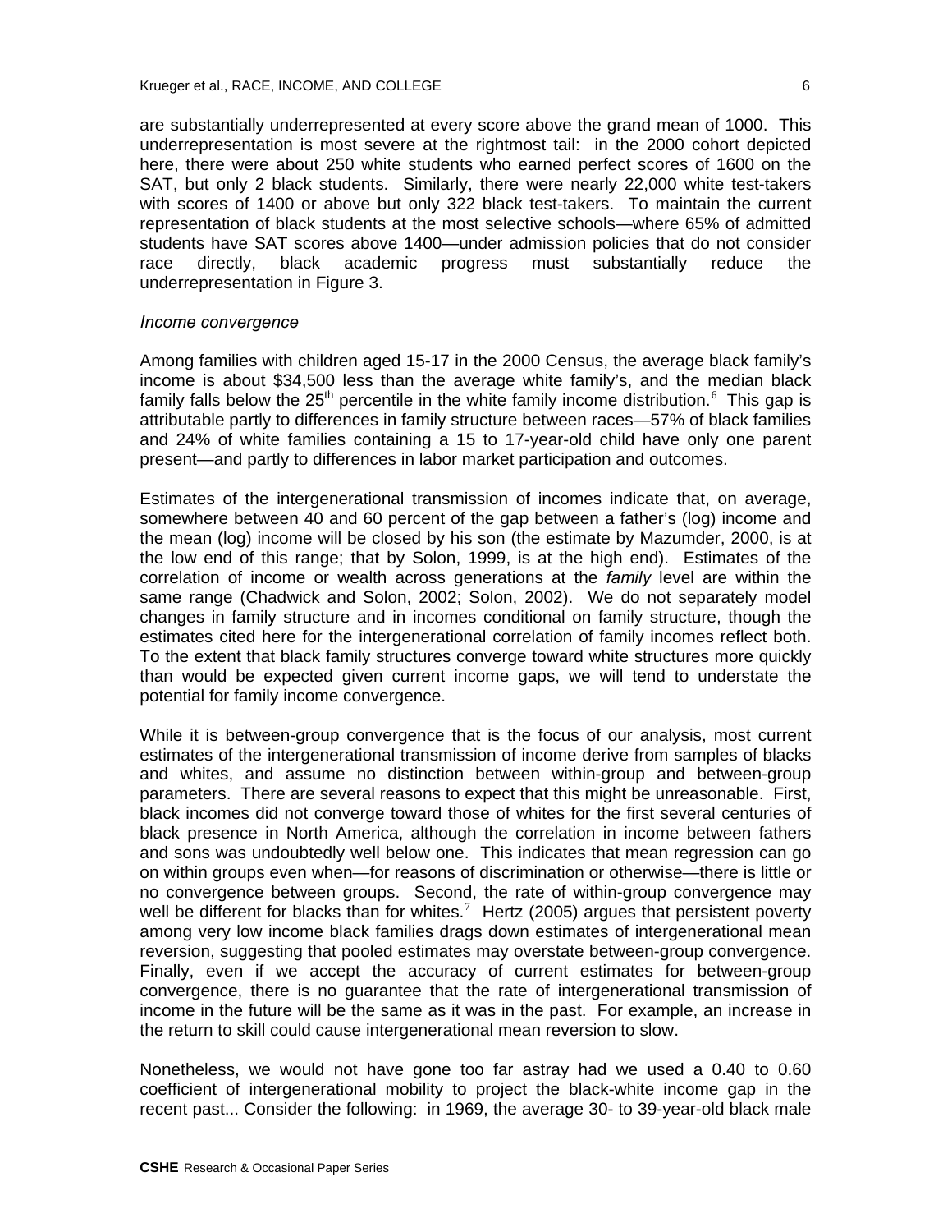are substantially underrepresented at every score above the grand mean of 1000. This underrepresentation is most severe at the rightmost tail: in the 2000 cohort depicted here, there were about 250 white students who earned perfect scores of 1600 on the SAT, but only 2 black students. Similarly, there were nearly 22,000 white test-takers with scores of 1400 or above but only 322 black test-takers. To maintain the current representation of black students at the most selective schools—where 65% of admitted students have SAT scores above 1400—under admission policies that do not consider race directly, black academic progress must substantially reduce the underrepresentation in Figure 3.

*Income convergence*

Among families with children aged 15-17 in the 2000 Census, the average black family's income is about $34,500 less than the average white family's, and the median black family falls below the 25th percentile in the white family income distribution.[6] This gap is attributable partly to differences in family structure between races—57% of black families and 24% of white families containing a 15 to 17-year-old child have only one parent present—and partly to differences in labor market participation and outcomes.

Estimates of the intergenerational transmission of incomes indicate that, on average, somewhere between 40 and 60 percent of the gap between a father's (log) income and the mean (log) income will be closed by his son (the estimate by Mazumder, 2000, is at the low end of this range; that by Solon, 1999, is at the high end). Estimates of the correlation of income or wealth across generations at the *family* level are within the same range (Chadwick and Solon, 2002; Solon, 2002). We do not separately model changes in family structure and in incomes conditional on family structure, though the estimates cited here for the intergenerational correlation of family incomes reflect both. To the extent that black family structures converge toward white structures more quickly than would be expected given current income gaps, we will tend to understate the potential for family income convergence.

While it is between-group convergence that is the focus of our analysis, most current estimates of the intergenerational transmission of income derive from samples of blacks and whites, and assume no distinction between within-group and between-group parameters. There are several reasons to expect that this might be unreasonable. First, black incomes did not converge toward those of whites for the first several centuries of black presence in North America, although the correlation in income between fathers and sons was undoubtedly well below one. This indicates that mean regression can go on within groups even when—for reasons of discrimination or otherwise—there is little or no convergence between groups. Second, the rate of within-group convergence may well be different for blacks than for whites.[7] Hertz (2005) argues that persistent poverty among very low income black families drags down estimates of intergenerational mean reversion, suggesting that pooled estimates may overstate between-group convergence. Finally, even if we accept the accuracy of current estimates for between-group convergence, there is no guarantee that the rate of intergenerational transmission of income in the future will be the same as it was in the past. For example, an increase in the return to skill could cause intergenerational mean reversion to slow.

Nonetheless, we would not have gone too far astray had we used a 0.40 to 0.60 coefficient of intergenerational mobility to project the black-white income gap in the recent past... Consider the following: in 1969, the average 30- to 39-year-old black male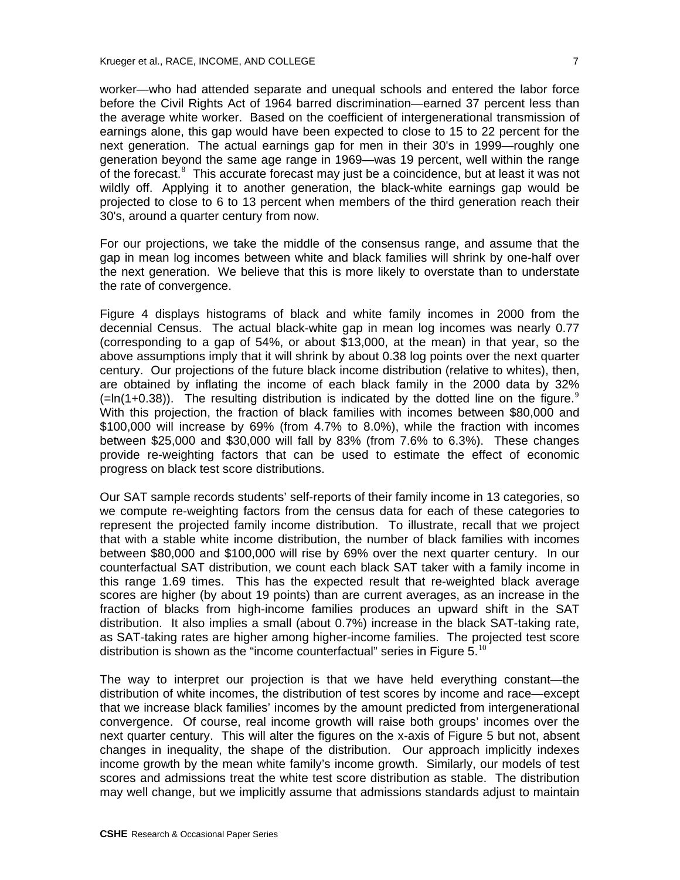worker—who had attended separate and unequal schools and entered the labor force before the Civil Rights Act of 1964 barred discrimination—earned 37 percent less than the average white worker. Based on the coefficient of intergenerational transmission of earnings alone, this gap would have been expected to close to 15 to 22 percent for the next generation. The actual earnings gap for men in their 30's in 1999—roughly one generation beyond the same age range in 1969—was 19 percent, well within the range of the forecast.[8] This accurate forecast may just be a coincidence, but at least it was not wildly off. Applying it to another generation, the black-white earnings gap would be projected to close to 6 to 13 percent when members of the third generation reach their 30's, around a quarter century from now.

For our projections, we take the middle of the consensus range, and assume that the gap in mean log incomes between white and black families will shrink by one-half over the next generation. We believe that this is more likely to overstate than to understate the rate of convergence.

Figure 4 displays histograms of black and white family incomes in 2000 from the decennial Census. The actual black-white gap in mean log incomes was nearly 0.77 (corresponding to a gap of 54%, or about \$13,000, at the mean) in that year, so the above assumptions imply that it will shrink by about 0.38 log points over the next quarter century. Our projections of the future black income distribution (relative to whites), then, are obtained by inflating the income of each black family in the 2000 data by 32% (=ln(1+0.38)). The resulting distribution is indicated by the dotted line on the figure.[9] With this projection, the fraction of black families with incomes between \$80,000 and \$100,000 will increase by 69% (from 4.7% to 8.0%), while the fraction with incomes between \$25,000 and \$30,000 will fall by 83% (from 7.6% to 6.3%). These changes provide re-weighting factors that can be used to estimate the effect of economic progress on black test score distributions.

Our SAT sample records students' self-reports of their family income in 13 categories, so we compute re-weighting factors from the census data for each of these categories to represent the projected family income distribution. To illustrate, recall that we project that with a stable white income distribution, the number of black families with incomes between \$80,000 and \$100,000 will rise by 69% over the next quarter century. In our counterfactual SAT distribution, we count each black SAT taker with a family income in this range 1.69 times. This has the expected result that re-weighted black average scores are higher (by about 19 points) than are current averages, as an increase in the fraction of blacks from high-income families produces an upward shift in the SAT distribution. It also implies a small (about 0.7%) increase in the black SAT-taking rate, as SAT-taking rates are higher among higher-income families. The projected test score distribution is shown as the "income counterfactual" series in Figure 5.[10]

The way to interpret our projection is that we have held everything constant—the distribution of white incomes, the distribution of test scores by income and race—except that we increase black families' incomes by the amount predicted from intergenerational convergence. Of course, real income growth will raise both groups' incomes over the next quarter century. This will alter the figures on the x-axis of Figure 5 but not, absent changes in inequality, the shape of the distribution. Our approach implicitly indexes income growth by the mean white family's income growth. Similarly, our models of test scores and admissions treat the white test score distribution as stable. The distribution may well change, but we implicitly assume that admissions standards adjust to maintain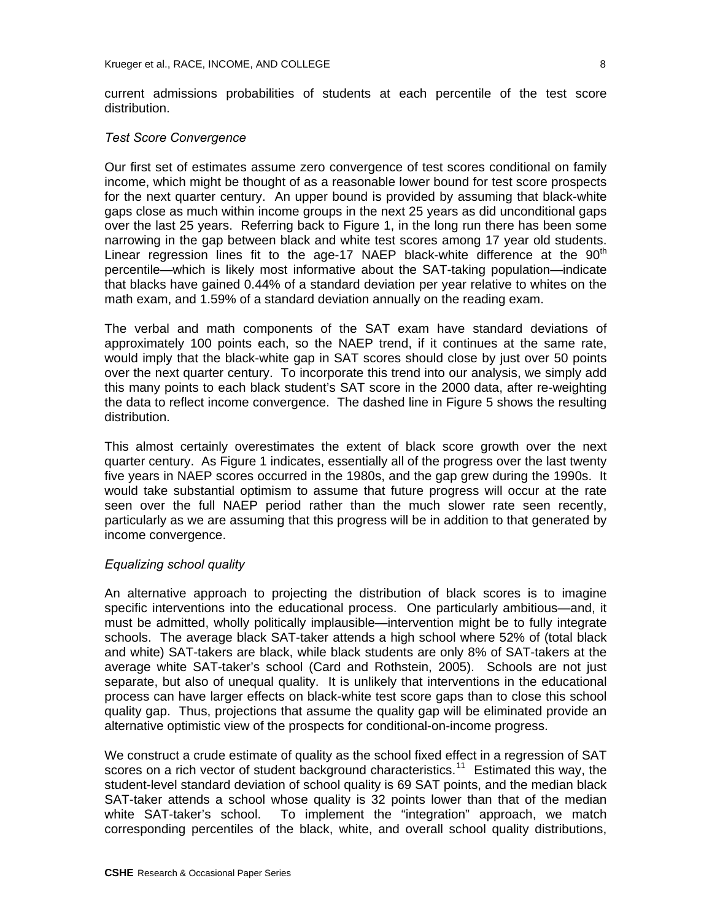current admissions probabilities of students at each percentile of the test score distribution.

*Test Score Convergence*

Our first set of estimates assume zero convergence of test scores conditional on family income, which might be thought of as a reasonable lower bound for test score prospects for the next quarter century. An upper bound is provided by assuming that black-white gaps close as much within income groups in the next 25 years as did unconditional gaps over the last 25 years. Referring back to Figure 1, in the long run there has been some narrowing in the gap between black and white test scores among 17 year old students. Linear regression lines fit to the age-17 NAEP black-white difference at the 90$^{th}$ percentile—which is likely most informative about the SAT-taking population—indicate that blacks have gained 0.44% of a standard deviation per year relative to whites on the math exam, and 1.59% of a standard deviation annually on the reading exam.

The verbal and math components of the SAT exam have standard deviations of approximately 100 points each, so the NAEP trend, if it continues at the same rate, would imply that the black-white gap in SAT scores should close by just over 50 points over the next quarter century. To incorporate this trend into our analysis, we simply add this many points to each black student's SAT score in the 2000 data, after re-weighting the data to reflect income convergence. The dashed line in Figure 5 shows the resulting distribution.

This almost certainly overestimates the extent of black score growth over the next quarter century. As Figure 1 indicates, essentially all of the progress over the last twenty five years in NAEP scores occurred in the 1980s, and the gap grew during the 1990s. It would take substantial optimism to assume that future progress will occur at the rate seen over the full NAEP period rather than the much slower rate seen recently, particularly as we are assuming that this progress will be in addition to that generated by income convergence.

*Equalizing school quality*

An alternative approach to projecting the distribution of black scores is to imagine specific interventions into the educational process. One particularly ambitious—and, it must be admitted, wholly politically implausible—intervention might be to fully integrate schools. The average black SAT-taker attends a high school where 52% of (total black and white) SAT-takers are black, while black students are only 8% of SAT-takers at the average white SAT-taker's school (Card and Rothstein, 2005). Schools are not just separate, but also of unequal quality. It is unlikely that interventions in the educational process can have larger effects on black-white test score gaps than to close this school quality gap. Thus, projections that assume the quality gap will be eliminated provide an alternative optimistic view of the prospects for conditional-on-income progress.

We construct a crude estimate of quality as the school fixed effect in a regression of SAT scores on a rich vector of student background characteristics.[11] Estimated this way, the student-level standard deviation of school quality is 69 SAT points, and the median black SAT-taker attends a school whose quality is 32 points lower than that of the median white SAT-taker's school. To implement the "integration" approach, we match corresponding percentiles of the black, white, and overall school quality distributions,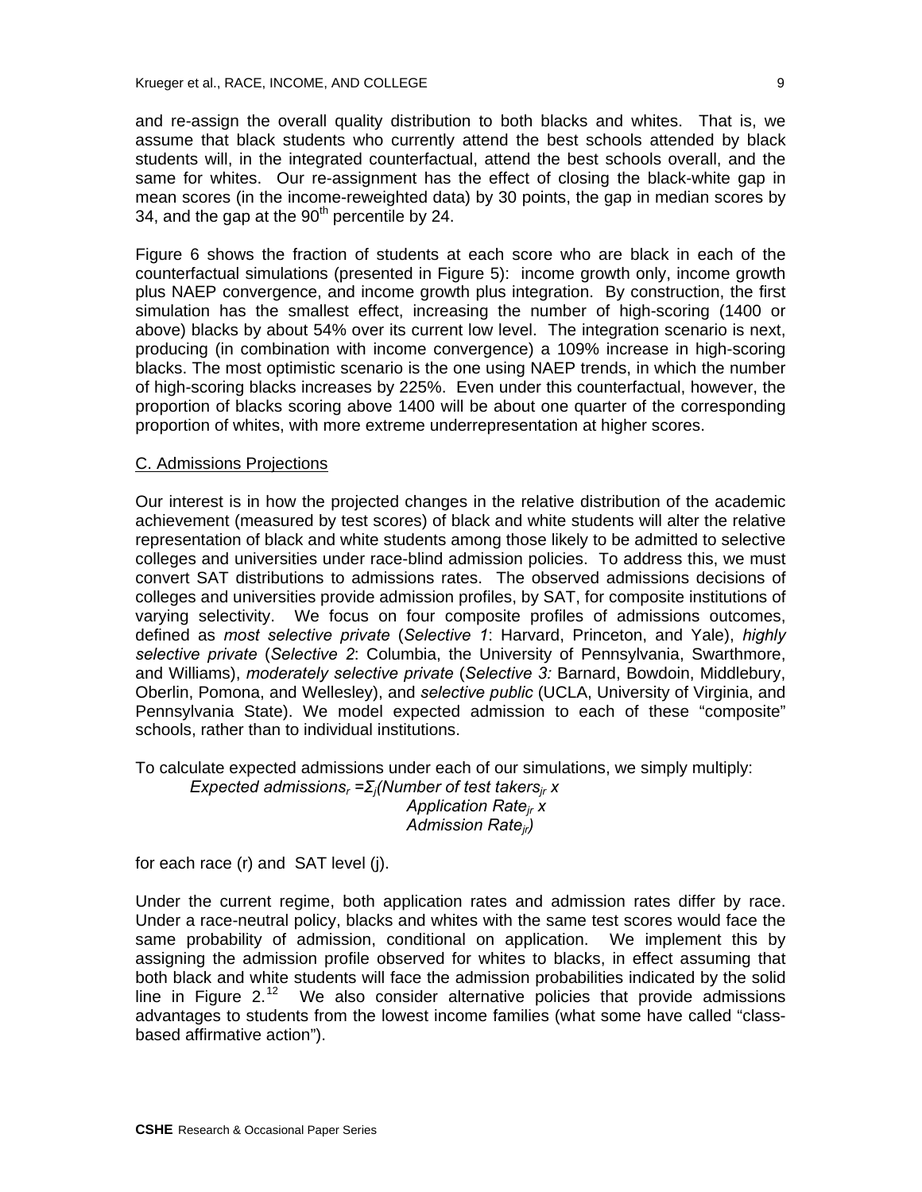and re-assign the overall quality distribution to both blacks and whites. That is, we assume that black students who currently attend the best schools attended by black students will, in the integrated counterfactual, attend the best schools overall, and the same for whites. Our re-assignment has the effect of closing the black-white gap in mean scores (in the income-reweighted data) by 30 points, the gap in median scores by 34, and the gap at the 90th percentile by 24.

Figure 6 shows the fraction of students at each score who are black in each of the counterfactual simulations (presented in Figure 5): income growth only, income growth plus NAEP convergence, and income growth plus integration. By construction, the first simulation has the smallest effect, increasing the number of high-scoring (1400 or above) blacks by about 54% over its current low level. The integration scenario is next, producing (in combination with income convergence) a 109% increase in high-scoring blacks. The most optimistic scenario is the one using NAEP trends, in which the number of high-scoring blacks increases by 225%. Even under this counterfactual, however, the proportion of blacks scoring above 1400 will be about one quarter of the corresponding proportion of whites, with more extreme underrepresentation at higher scores.

## C. Admissions Projections

Our interest is in how the projected changes in the relative distribution of the academic achievement (measured by test scores) of black and white students will alter the relative representation of black and white students among those likely to be admitted to selective colleges and universities under race-blind admission policies. To address this, we must convert SAT distributions to admissions rates. The observed admissions decisions of colleges and universities provide admission profiles, by SAT, for composite institutions of varying selectivity. We focus on four composite profiles of admissions outcomes, defined as *most selective private* (*Selective 1*: Harvard, Princeton, and Yale), *highly selective private* (*Selective 2*: Columbia, the University of Pennsylvania, Swarthmore, and Williams), *moderately selective private* (*Selective 3:* Barnard, Bowdoin, Middlebury, Oberlin, Pomona, and Wellesley), and *selective public* (UCLA, University of Virginia, and Pennsylvania State). We model expected admission to each of these "composite" schools, rather than to individual institutions.

To calculate expected admissions under each of our simulations, we simply multiply:

$$\textit{Expected admissions}_r = \Sigma_j(\textit{Number of test takers}_{jr} \times \textit{Application Rate}_{jr} \times \textit{Admission Rate}_{jr})$$

for each race (r) and SAT level (j).

Under the current regime, both application rates and admission rates differ by race. Under a race-neutral policy, blacks and whites with the same test scores would face the same probability of admission, conditional on application. We implement this by assigning the admission profile observed for whites to blacks, in effect assuming that both black and white students will face the admission probabilities indicated by the solid line in Figure 2.[12] We also consider alternative policies that provide admissions advantages to students from the lowest income families (what some have called "class-based affirmative action").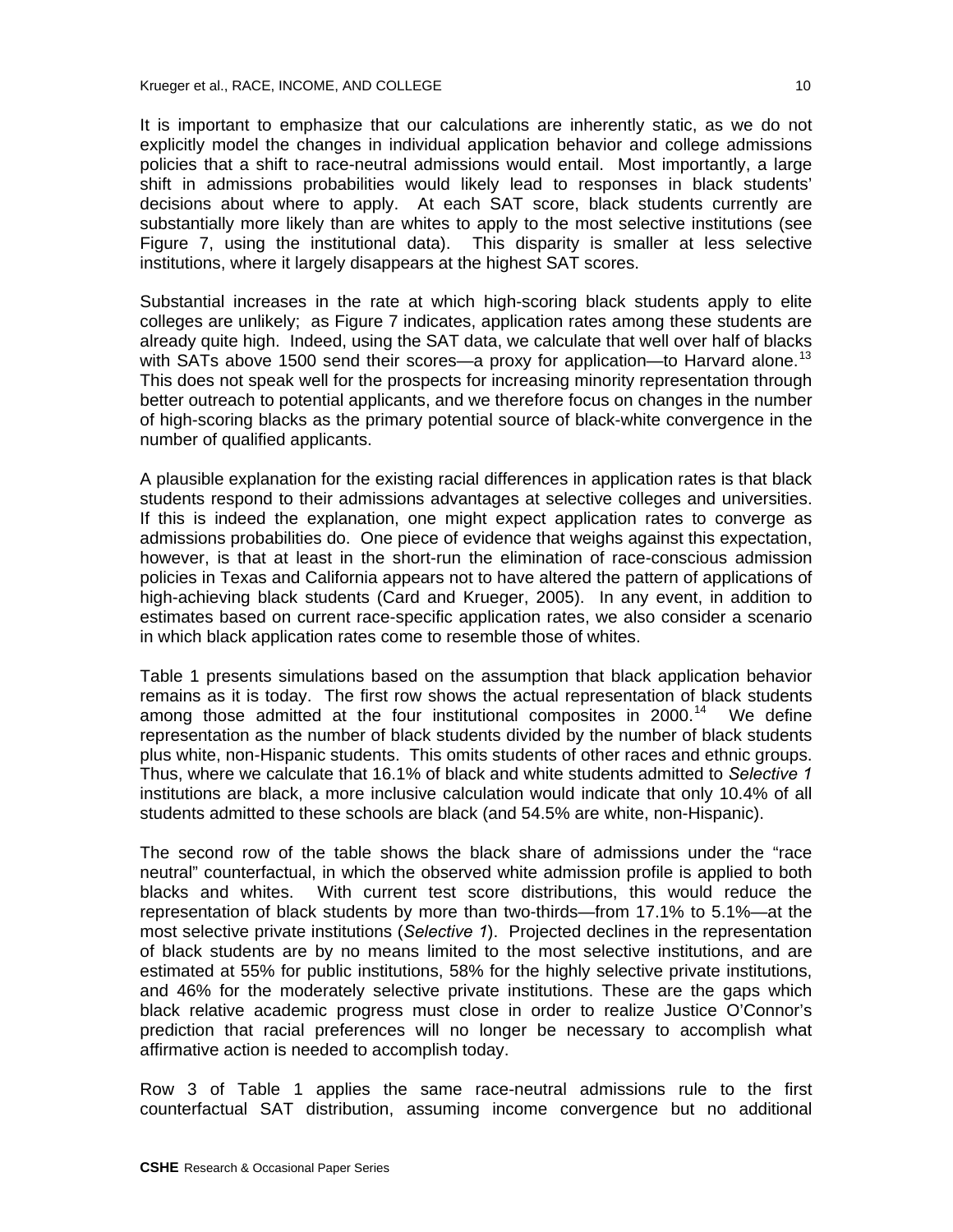It is important to emphasize that our calculations are inherently static, as we do not explicitly model the changes in individual application behavior and college admissions policies that a shift to race-neutral admissions would entail. Most importantly, a large shift in admissions probabilities would likely lead to responses in black students' decisions about where to apply. At each SAT score, black students currently are substantially more likely than are whites to apply to the most selective institutions (see Figure 7, using the institutional data). This disparity is smaller at less selective institutions, where it largely disappears at the highest SAT scores.

Substantial increases in the rate at which high-scoring black students apply to elite colleges are unlikely; as Figure 7 indicates, application rates among these students are already quite high. Indeed, using the SAT data, we calculate that well over half of blacks with SATs above 1500 send their scores—a proxy for application—to Harvard alone.[13] This does not speak well for the prospects for increasing minority representation through better outreach to potential applicants, and we therefore focus on changes in the number of high-scoring blacks as the primary potential source of black-white convergence in the number of qualified applicants.

A plausible explanation for the existing racial differences in application rates is that black students respond to their admissions advantages at selective colleges and universities. If this is indeed the explanation, one might expect application rates to converge as admissions probabilities do. One piece of evidence that weighs against this expectation, however, is that at least in the short-run the elimination of race-conscious admission policies in Texas and California appears not to have altered the pattern of applications of high-achieving black students (Card and Krueger, 2005). In any event, in addition to estimates based on current race-specific application rates, we also consider a scenario in which black application rates come to resemble those of whites.

Table 1 presents simulations based on the assumption that black application behavior remains as it is today. The first row shows the actual representation of black students among those admitted at the four institutional composites in 2000.[14] We define representation as the number of black students divided by the number of black students plus white, non-Hispanic students. This omits students of other races and ethnic groups. Thus, where we calculate that 16.1% of black and white students admitted to *Selective 1* institutions are black, a more inclusive calculation would indicate that only 10.4% of all students admitted to these schools are black (and 54.5% are white, non-Hispanic).

The second row of the table shows the black share of admissions under the "race neutral" counterfactual, in which the observed white admission profile is applied to both blacks and whites. With current test score distributions, this would reduce the representation of black students by more than two-thirds—from 17.1% to 5.1%—at the most selective private institutions (*Selective 1*). Projected declines in the representation of black students are by no means limited to the most selective institutions, and are estimated at 55% for public institutions, 58% for the highly selective private institutions, and 46% for the moderately selective private institutions. These are the gaps which black relative academic progress must close in order to realize Justice O'Connor's prediction that racial preferences will no longer be necessary to accomplish what affirmative action is needed to accomplish today.

Row 3 of Table 1 applies the same race-neutral admissions rule to the first counterfactual SAT distribution, assuming income convergence but no additional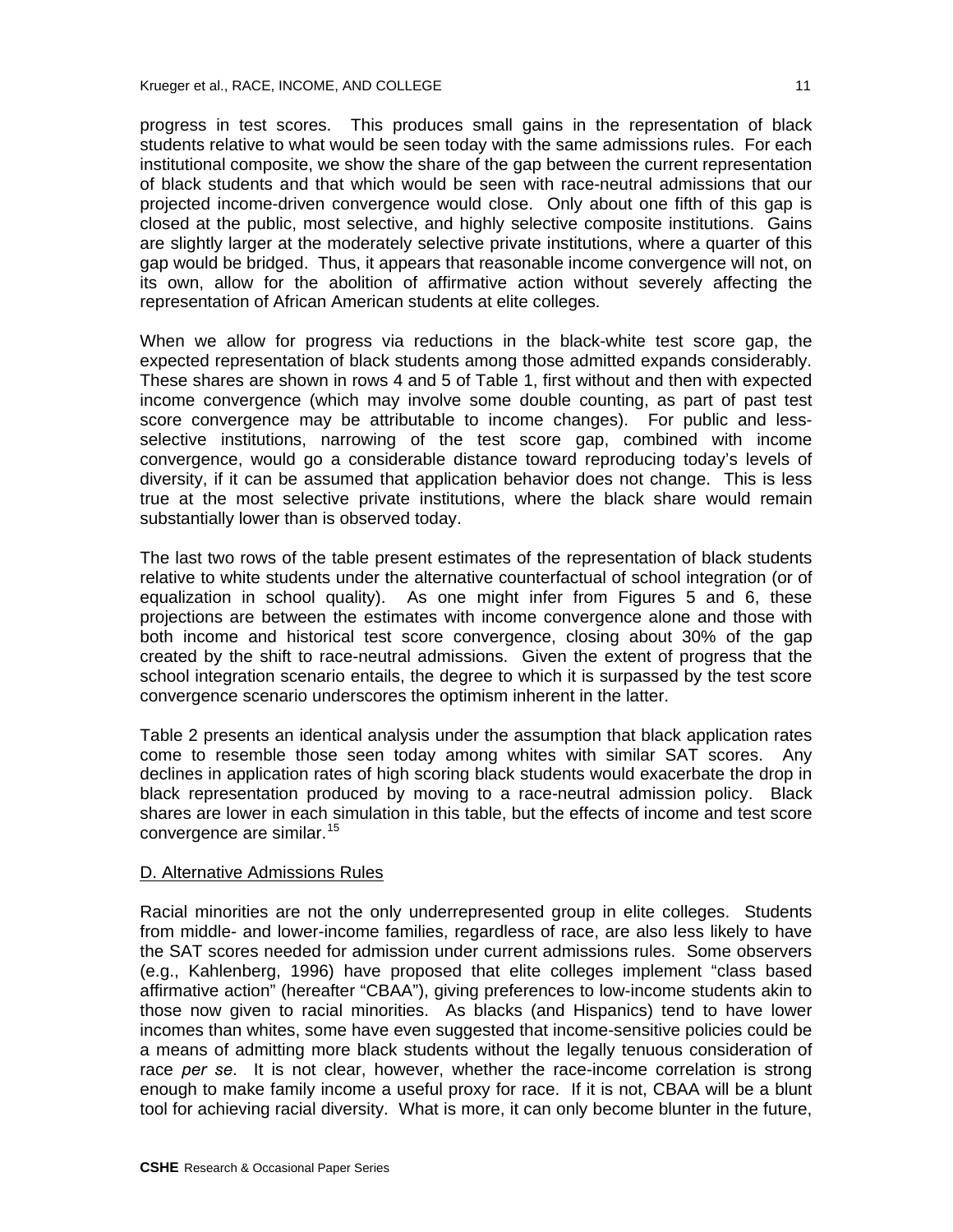progress in test scores. This produces small gains in the representation of black students relative to what would be seen today with the same admissions rules. For each institutional composite, we show the share of the gap between the current representation of black students and that which would be seen with race-neutral admissions that our projected income-driven convergence would close. Only about one fifth of this gap is closed at the public, most selective, and highly selective composite institutions. Gains are slightly larger at the moderately selective private institutions, where a quarter of this gap would be bridged. Thus, it appears that reasonable income convergence will not, on its own, allow for the abolition of affirmative action without severely affecting the representation of African American students at elite colleges.

When we allow for progress via reductions in the black-white test score gap, the expected representation of black students among those admitted expands considerably. These shares are shown in rows 4 and 5 of Table 1, first without and then with expected income convergence (which may involve some double counting, as part of past test score convergence may be attributable to income changes). For public and less-selective institutions, narrowing of the test score gap, combined with income convergence, would go a considerable distance toward reproducing today's levels of diversity, if it can be assumed that application behavior does not change. This is less true at the most selective private institutions, where the black share would remain substantially lower than is observed today.

The last two rows of the table present estimates of the representation of black students relative to white students under the alternative counterfactual of school integration (or of equalization in school quality). As one might infer from Figures 5 and 6, these projections are between the estimates with income convergence alone and those with both income and historical test score convergence, closing about 30% of the gap created by the shift to race-neutral admissions. Given the extent of progress that the school integration scenario entails, the degree to which it is surpassed by the test score convergence scenario underscores the optimism inherent in the latter.

Table 2 presents an identical analysis under the assumption that black application rates come to resemble those seen today among whites with similar SAT scores. Any declines in application rates of high scoring black students would exacerbate the drop in black representation produced by moving to a race-neutral admission policy. Black shares are lower in each simulation in this table, but the effects of income and test score convergence are similar.[15]

### D. Alternative Admissions Rules

Racial minorities are not the only underrepresented group in elite colleges. Students from middle- and lower-income families, regardless of race, are also less likely to have the SAT scores needed for admission under current admissions rules. Some observers (e.g., Kahlenberg, 1996) have proposed that elite colleges implement "class based affirmative action" (hereafter "CBAA"), giving preferences to low-income students akin to those now given to racial minorities. As blacks (and Hispanics) tend to have lower incomes than whites, some have even suggested that income-sensitive policies could be a means of admitting more black students without the legally tenuous consideration of race *per se*. It is not clear, however, whether the race-income correlation is strong enough to make family income a useful proxy for race. If it is not, CBAA will be a blunt tool for achieving racial diversity. What is more, it can only become blunter in the future,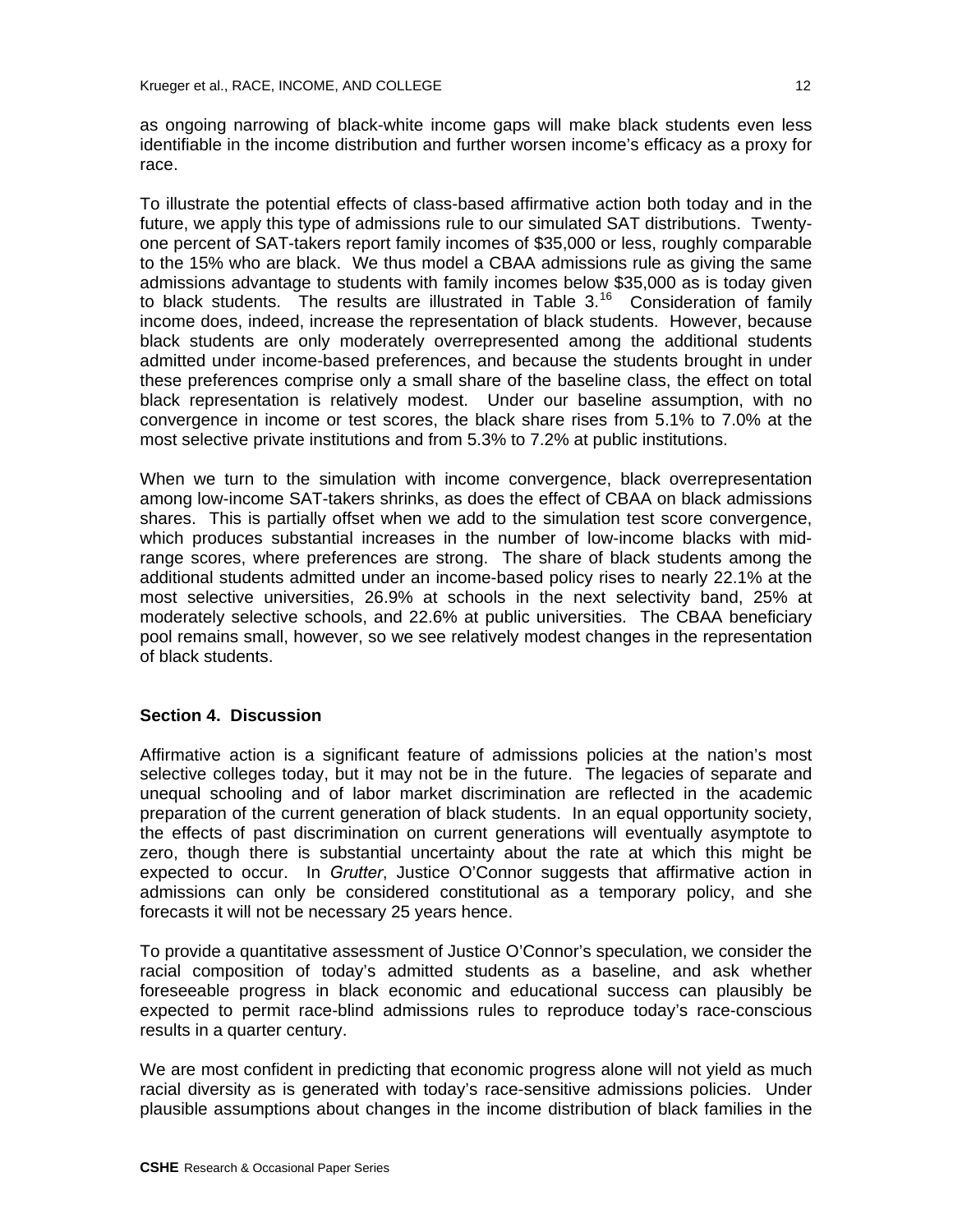as ongoing narrowing of black-white income gaps will make black students even less identifiable in the income distribution and further worsen income's efficacy as a proxy for race.

To illustrate the potential effects of class-based affirmative action both today and in the future, we apply this type of admissions rule to our simulated SAT distributions. Twenty-one percent of SAT-takers report family incomes of $35,000 or less, roughly comparable to the 15% who are black. We thus model a CBAA admissions rule as giving the same admissions advantage to students with family incomes below $35,000 as is today given to black students. The results are illustrated in Table 3.[16] Consideration of family income does, indeed, increase the representation of black students. However, because black students are only moderately overrepresented among the additional students admitted under income-based preferences, and because the students brought in under these preferences comprise only a small share of the baseline class, the effect on total black representation is relatively modest. Under our baseline assumption, with no convergence in income or test scores, the black share rises from 5.1% to 7.0% at the most selective private institutions and from 5.3% to 7.2% at public institutions.

When we turn to the simulation with income convergence, black overrepresentation among low-income SAT-takers shrinks, as does the effect of CBAA on black admissions shares. This is partially offset when we add to the simulation test score convergence, which produces substantial increases in the number of low-income blacks with mid-range scores, where preferences are strong. The share of black students among the additional students admitted under an income-based policy rises to nearly 22.1% at the most selective universities, 26.9% at schools in the next selectivity band, 25% at moderately selective schools, and 22.6% at public universities. The CBAA beneficiary pool remains small, however, so we see relatively modest changes in the representation of black students.

## Section 4. Discussion

Affirmative action is a significant feature of admissions policies at the nation's most selective colleges today, but it may not be in the future. The legacies of separate and unequal schooling and of labor market discrimination are reflected in the academic preparation of the current generation of black students. In an equal opportunity society, the effects of past discrimination on current generations will eventually asymptote to zero, though there is substantial uncertainty about the rate at which this might be expected to occur. In *Grutter*, Justice O'Connor suggests that affirmative action in admissions can only be considered constitutional as a temporary policy, and she forecasts it will not be necessary 25 years hence.

To provide a quantitative assessment of Justice O'Connor's speculation, we consider the racial composition of today's admitted students as a baseline, and ask whether foreseeable progress in black economic and educational success can plausibly be expected to permit race-blind admissions rules to reproduce today's race-conscious results in a quarter century.

We are most confident in predicting that economic progress alone will not yield as much racial diversity as is generated with today's race-sensitive admissions policies. Under plausible assumptions about changes in the income distribution of black families in the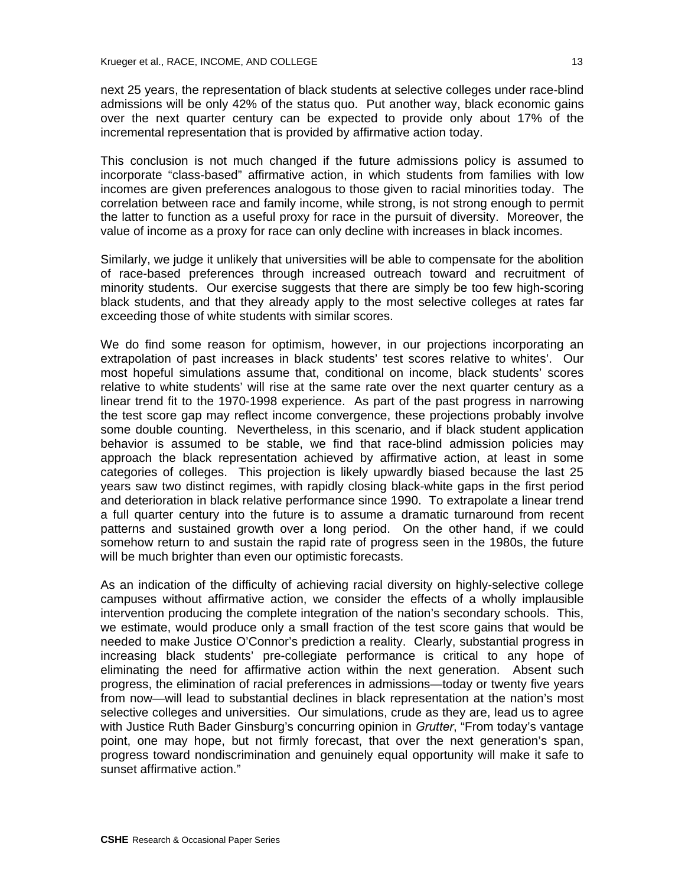next 25 years, the representation of black students at selective colleges under race-blind admissions will be only 42% of the status quo. Put another way, black economic gains over the next quarter century can be expected to provide only about 17% of the incremental representation that is provided by affirmative action today.

This conclusion is not much changed if the future admissions policy is assumed to incorporate "class-based" affirmative action, in which students from families with low incomes are given preferences analogous to those given to racial minorities today. The correlation between race and family income, while strong, is not strong enough to permit the latter to function as a useful proxy for race in the pursuit of diversity. Moreover, the value of income as a proxy for race can only decline with increases in black incomes.

Similarly, we judge it unlikely that universities will be able to compensate for the abolition of race-based preferences through increased outreach toward and recruitment of minority students. Our exercise suggests that there are simply be too few high-scoring black students, and that they already apply to the most selective colleges at rates far exceeding those of white students with similar scores.

We do find some reason for optimism, however, in our projections incorporating an extrapolation of past increases in black students' test scores relative to whites'. Our most hopeful simulations assume that, conditional on income, black students' scores relative to white students' will rise at the same rate over the next quarter century as a linear trend fit to the 1970-1998 experience. As part of the past progress in narrowing the test score gap may reflect income convergence, these projections probably involve some double counting. Nevertheless, in this scenario, and if black student application behavior is assumed to be stable, we find that race-blind admission policies may approach the black representation achieved by affirmative action, at least in some categories of colleges. This projection is likely upwardly biased because the last 25 years saw two distinct regimes, with rapidly closing black-white gaps in the first period and deterioration in black relative performance since 1990. To extrapolate a linear trend a full quarter century into the future is to assume a dramatic turnaround from recent patterns and sustained growth over a long period. On the other hand, if we could somehow return to and sustain the rapid rate of progress seen in the 1980s, the future will be much brighter than even our optimistic forecasts.

As an indication of the difficulty of achieving racial diversity on highly-selective college campuses without affirmative action, we consider the effects of a wholly implausible intervention producing the complete integration of the nation's secondary schools. This, we estimate, would produce only a small fraction of the test score gains that would be needed to make Justice O'Connor's prediction a reality. Clearly, substantial progress in increasing black students' pre-collegiate performance is critical to any hope of eliminating the need for affirmative action within the next generation. Absent such progress, the elimination of racial preferences in admissions—today or twenty five years from now—will lead to substantial declines in black representation at the nation's most selective colleges and universities. Our simulations, crude as they are, lead us to agree with Justice Ruth Bader Ginsburg's concurring opinion in *Grutter*, "From today's vantage point, one may hope, but not firmly forecast, that over the next generation's span, progress toward nondiscrimination and genuinely equal opportunity will make it safe to sunset affirmative action."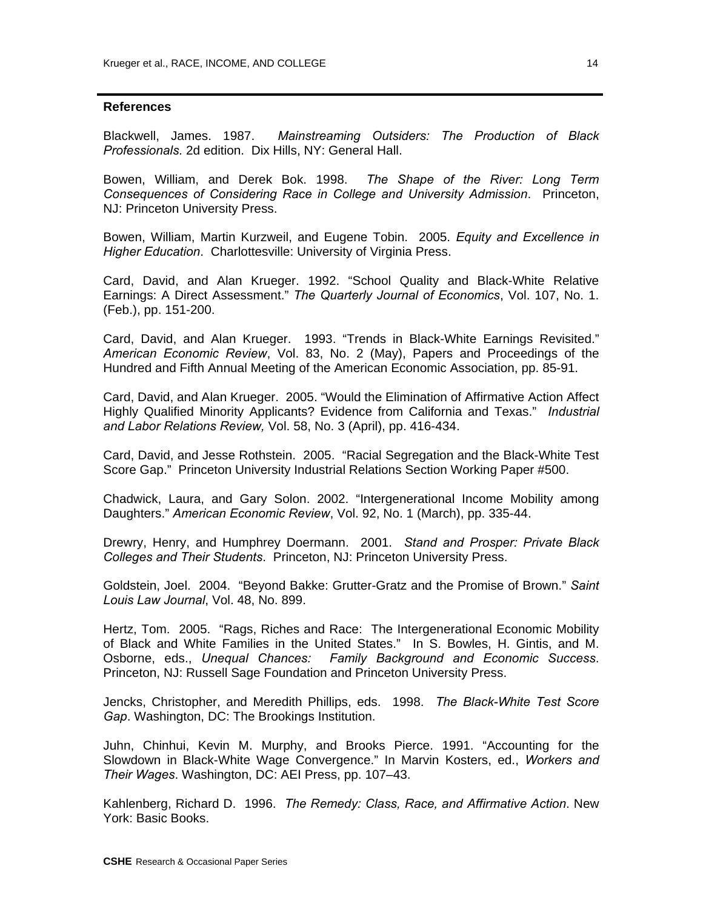**References**

Blackwell, James. 1987. *Mainstreaming Outsiders: The Production of Black Professionals.* 2d edition. Dix Hills, NY: General Hall.

Bowen, William, and Derek Bok. 1998. *The Shape of the River: Long Term Consequences of Considering Race in College and University Admission*. Princeton, NJ: Princeton University Press.

Bowen, William, Martin Kurzweil, and Eugene Tobin. 2005. *Equity and Excellence in Higher Education*. Charlottesville: University of Virginia Press.

Card, David, and Alan Krueger. 1992. "School Quality and Black-White Relative Earnings: A Direct Assessment." *The Quarterly Journal of Economics*, Vol. 107, No. 1. (Feb.), pp. 151-200.

Card, David, and Alan Krueger. 1993. "Trends in Black-White Earnings Revisited." *American Economic Review*, Vol. 83, No. 2 (May), Papers and Proceedings of the Hundred and Fifth Annual Meeting of the American Economic Association, pp. 85-91.

Card, David, and Alan Krueger. 2005. "Would the Elimination of Affirmative Action Affect Highly Qualified Minority Applicants? Evidence from California and Texas." *Industrial and Labor Relations Review,* Vol. 58, No. 3 (April), pp. 416-434.

Card, David, and Jesse Rothstein. 2005. "Racial Segregation and the Black-White Test Score Gap." Princeton University Industrial Relations Section Working Paper #500.

Chadwick, Laura, and Gary Solon. 2002. "Intergenerational Income Mobility among Daughters." *American Economic Review*, Vol. 92, No. 1 (March), pp. 335-44.

Drewry, Henry, and Humphrey Doermann. 2001. *Stand and Prosper: Private Black Colleges and Their Students*. Princeton, NJ: Princeton University Press.

Goldstein, Joel. 2004. "Beyond Bakke: Grutter-Gratz and the Promise of Brown." *Saint Louis Law Journal*, Vol. 48, No. 899.

Hertz, Tom. 2005. "Rags, Riches and Race: The Intergenerational Economic Mobility of Black and White Families in the United States." In S. Bowles, H. Gintis, and M. Osborne, eds., *Unequal Chances: Family Background and Economic Success*. Princeton, NJ: Russell Sage Foundation and Princeton University Press.

Jencks, Christopher, and Meredith Phillips, eds. 1998. *The Black-White Test Score Gap*. Washington, DC: The Brookings Institution.

Juhn, Chinhui, Kevin M. Murphy, and Brooks Pierce. 1991. "Accounting for the Slowdown in Black-White Wage Convergence." In Marvin Kosters, ed., *Workers and Their Wages*. Washington, DC: AEI Press, pp. 107–43.

Kahlenberg, Richard D. 1996. *The Remedy: Class, Race, and Affirmative Action*. New York: Basic Books.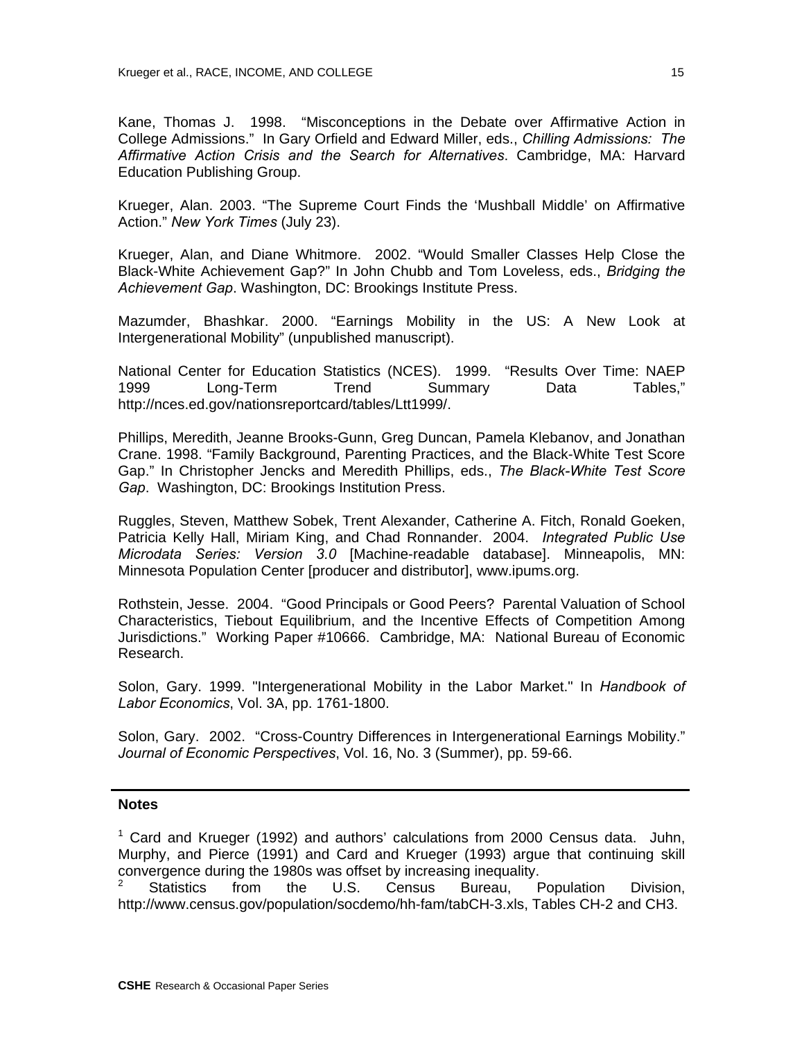Kane, Thomas J. 1998. "Misconceptions in the Debate over Affirmative Action in College Admissions." In Gary Orfield and Edward Miller, eds., *Chilling Admissions: The Affirmative Action Crisis and the Search for Alternatives*. Cambridge, MA: Harvard Education Publishing Group.

Krueger, Alan. 2003. "The Supreme Court Finds the 'Mushball Middle' on Affirmative Action." *New York Times* (July 23).

Krueger, Alan, and Diane Whitmore. 2002. "Would Smaller Classes Help Close the Black-White Achievement Gap?" In John Chubb and Tom Loveless, eds., *Bridging the Achievement Gap*. Washington, DC: Brookings Institute Press.

Mazumder, Bhashkar. 2000. "Earnings Mobility in the US: A New Look at Intergenerational Mobility" (unpublished manuscript).

National Center for Education Statistics (NCES). 1999. "Results Over Time: NAEP 1999 Long-Term Trend Summary Data Tables," http://nces.ed.gov/nationsreportcard/tables/Ltt1999/.

Phillips, Meredith, Jeanne Brooks-Gunn, Greg Duncan, Pamela Klebanov, and Jonathan Crane. 1998. "Family Background, Parenting Practices, and the Black-White Test Score Gap." In Christopher Jencks and Meredith Phillips, eds., *The Black-White Test Score Gap*. Washington, DC: Brookings Institution Press.

Ruggles, Steven, Matthew Sobek, Trent Alexander, Catherine A. Fitch, Ronald Goeken, Patricia Kelly Hall, Miriam King, and Chad Ronnander. 2004. *Integrated Public Use Microdata Series: Version 3.0* [Machine-readable database]. Minneapolis, MN: Minnesota Population Center [producer and distributor], www.ipums.org.

Rothstein, Jesse. 2004. "Good Principals or Good Peers? Parental Valuation of School Characteristics, Tiebout Equilibrium, and the Incentive Effects of Competition Among Jurisdictions." Working Paper #10666. Cambridge, MA: National Bureau of Economic Research.

Solon, Gary. 1999. "Intergenerational Mobility in the Labor Market." In *Handbook of Labor Economics*, Vol. 3A, pp. 1761-1800.

Solon, Gary. 2002. "Cross-Country Differences in Intergenerational Earnings Mobility." *Journal of Economic Perspectives*, Vol. 16, No. 3 (Summer), pp. 59-66.

---

**Notes**

[1] Card and Krueger (1992) and authors' calculations from 2000 Census data. Juhn, Murphy, and Pierce (1991) and Card and Krueger (1993) argue that continuing skill convergence during the 1980s was offset by increasing inequality.

[2] Statistics from the U.S. Census Bureau, Population Division, http://www.census.gov/population/socdemo/hh-fam/tabCH-3.xls, Tables CH-2 and CH3.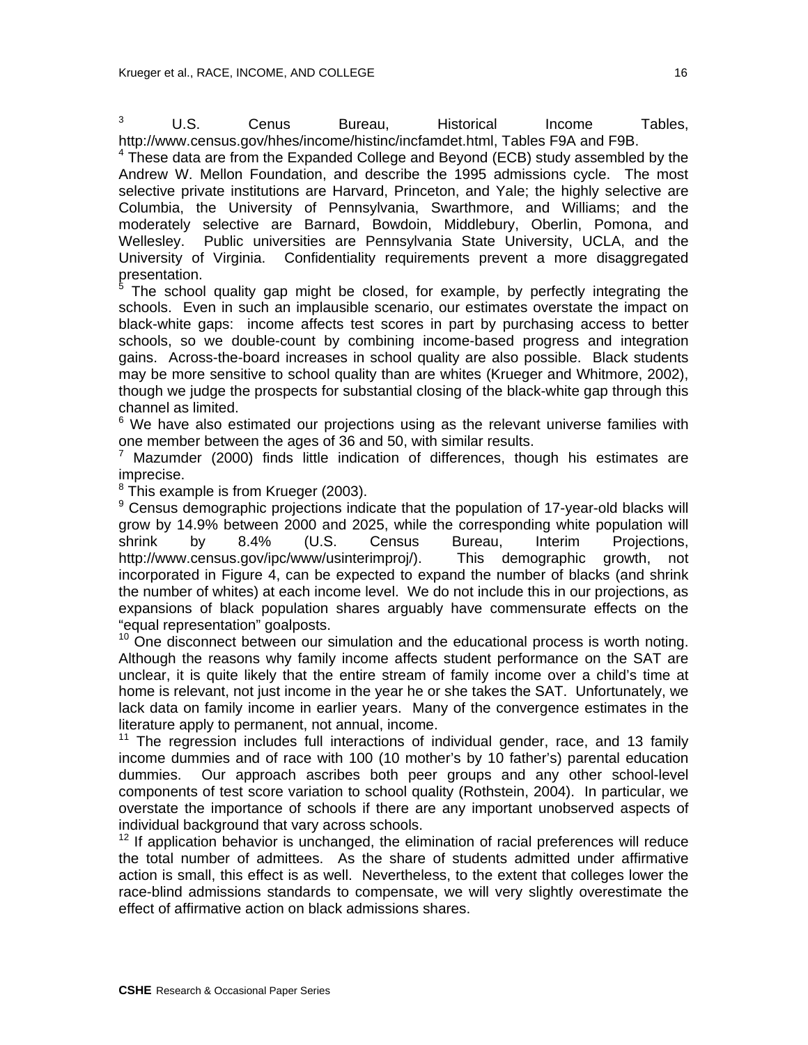[3] U.S. Cenus Bureau, Historical Income Tables, http://www.census.gov/hhes/income/histinc/incfamdet.html, Tables F9A and F9B.

[4] These data are from the Expanded College and Beyond (ECB) study assembled by the Andrew W. Mellon Foundation, and describe the 1995 admissions cycle. The most selective private institutions are Harvard, Princeton, and Yale; the highly selective are Columbia, the University of Pennsylvania, Swarthmore, and Williams; and the moderately selective are Barnard, Bowdoin, Middlebury, Oberlin, Pomona, and Wellesley. Public universities are Pennsylvania State University, UCLA, and the University of Virginia. Confidentiality requirements prevent a more disaggregated presentation.

[5] The school quality gap might be closed, for example, by perfectly integrating the schools. Even in such an implausible scenario, our estimates overstate the impact on black-white gaps: income affects test scores in part by purchasing access to better schools, so we double-count by combining income-based progress and integration gains. Across-the-board increases in school quality are also possible. Black students may be more sensitive to school quality than are whites (Krueger and Whitmore, 2002), though we judge the prospects for substantial closing of the black-white gap through this channel as limited.

[6] We have also estimated our projections using as the relevant universe families with one member between the ages of 36 and 50, with similar results.

[7] Mazumder (2000) finds little indication of differences, though his estimates are imprecise.

[8] This example is from Krueger (2003).

[9] Census demographic projections indicate that the population of 17-year-old blacks will grow by 14.9% between 2000 and 2025, while the corresponding white population will shrink by 8.4% (U.S. Census Bureau, Interim Projections, http://www.census.gov/ipc/www/usinterimproj/). This demographic growth, not incorporated in Figure 4, can be expected to expand the number of blacks (and shrink the number of whites) at each income level. We do not include this in our projections, as expansions of black population shares arguably have commensurate effects on the "equal representation" goalposts.

[10] One disconnect between our simulation and the educational process is worth noting. Although the reasons why family income affects student performance on the SAT are unclear, it is quite likely that the entire stream of family income over a child's time at home is relevant, not just income in the year he or she takes the SAT. Unfortunately, we lack data on family income in earlier years. Many of the convergence estimates in the literature apply to permanent, not annual, income.

[11] The regression includes full interactions of individual gender, race, and 13 family income dummies and of race with 100 (10 mother's by 10 father's) parental education dummies. Our approach ascribes both peer groups and any other school-level components of test score variation to school quality (Rothstein, 2004). In particular, we overstate the importance of schools if there are any important unobserved aspects of individual background that vary across schools.

[12] If application behavior is unchanged, the elimination of racial preferences will reduce the total number of admittees. As the share of students admitted under affirmative action is small, this effect is as well. Nevertheless, to the extent that colleges lower the race-blind admissions standards to compensate, we will very slightly overestimate the effect of affirmative action on black admissions shares.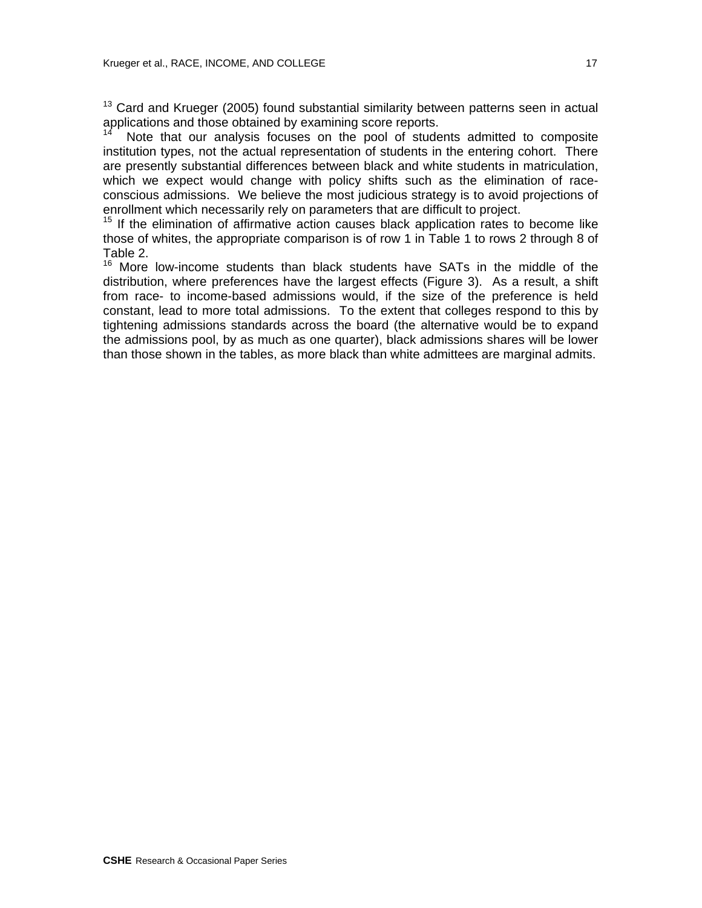[13] Card and Krueger (2005) found substantial similarity between patterns seen in actual applications and those obtained by examining score reports.

[14] Note that our analysis focuses on the pool of students admitted to composite institution types, not the actual representation of students in the entering cohort. There are presently substantial differences between black and white students in matriculation, which we expect would change with policy shifts such as the elimination of race-conscious admissions. We believe the most judicious strategy is to avoid projections of enrollment which necessarily rely on parameters that are difficult to project.

[15] If the elimination of affirmative action causes black application rates to become like those of whites, the appropriate comparison is of row 1 in Table 1 to rows 2 through 8 of Table 2.

[16] More low-income students than black students have SATs in the middle of the distribution, where preferences have the largest effects (Figure 3). As a result, a shift from race- to income-based admissions would, if the size of the preference is held constant, lead to more total admissions. To the extent that colleges respond to this by tightening admissions standards across the board (the alternative would be to expand the admissions pool, by as much as one quarter), black admissions shares will be lower than those shown in the tables, as more black than white admittees are marginal admits.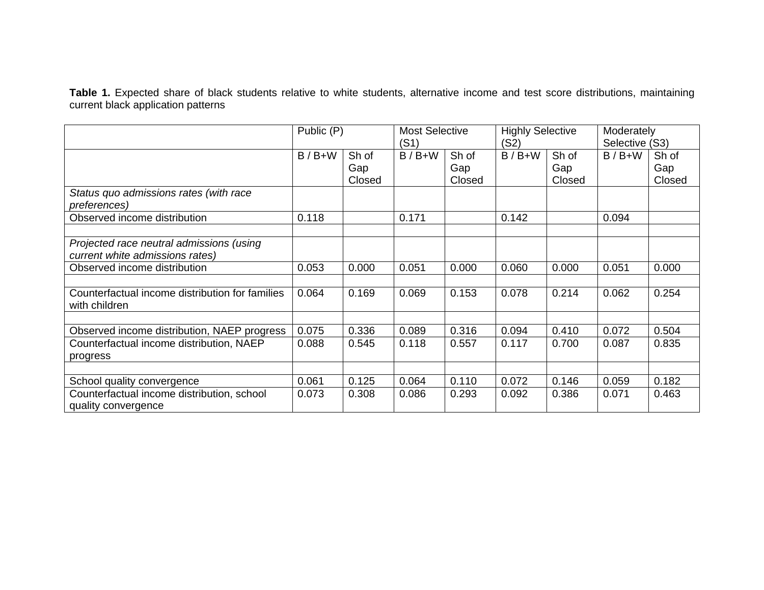**Table 1.** Expected share of black students relative to white students, alternative income and test score distributions, maintaining current black application patterns

| | Public (P) | | Most Selective (S1) | | Highly Selective (S2) | | Moderately Selective (S3) | |
|---|---|---|---|---|---|---|---|---|
| | B / B+W | Sh of Gap Closed | B / B+W | Sh of Gap Closed | B / B+W | Sh of Gap Closed | B / B+W | Sh of Gap Closed |
| *Status quo admissions rates (with race preferences)* | | | | | | | | |
| Observed income distribution | 0.118 | | 0.171 | | 0.142 | | 0.094 | |
| | | | | | | | | |
| *Projected race neutral admissions (using current white admissions rates)* | | | | | | | | |
| Observed income distribution | 0.053 | 0.000 | 0.051 | 0.000 | 0.060 | 0.000 | 0.051 | 0.000 |
| | | | | | | | | |
| Counterfactual income distribution for families with children | 0.064 | 0.169 | 0.069 | 0.153 | 0.078 | 0.214 | 0.062 | 0.254 |
| | | | | | | | | |
| Observed income distribution, NAEP progress | 0.075 | 0.336 | 0.089 | 0.316 | 0.094 | 0.410 | 0.072 | 0.504 |
| Counterfactual income distribution, NAEP progress | 0.088 | 0.545 | 0.118 | 0.557 | 0.117 | 0.700 | 0.087 | 0.835 |
| | | | | | | | | |
| School quality convergence | 0.061 | 0.125 | 0.064 | 0.110 | 0.072 | 0.146 | 0.059 | 0.182 |
| Counterfactual income distribution, school quality convergence | 0.073 | 0.308 | 0.086 | 0.293 | 0.092 | 0.386 | 0.071 | 0.463 |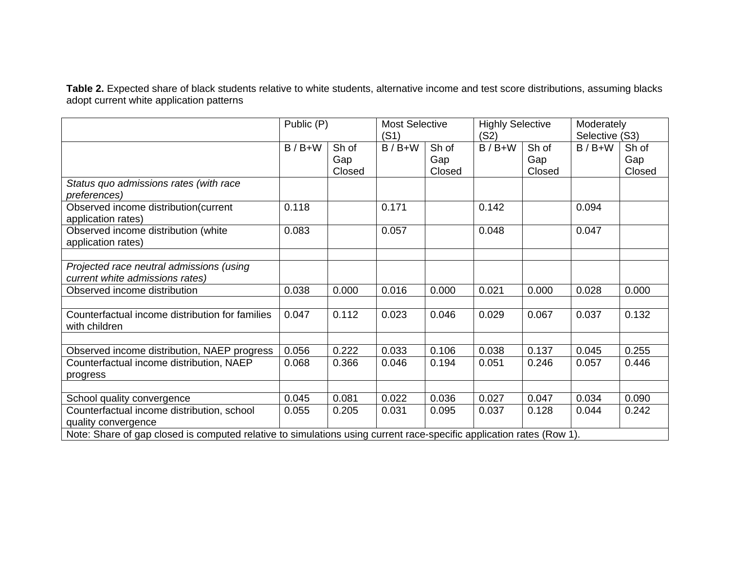**Table 2.** Expected share of black students relative to white students, alternative income and test score distributions, assuming blacks adopt current white application patterns

| | Public (P) | | Most Selective (S1) | | Highly Selective (S2) | | Moderately Selective (S3) | |
|---|---|---|---|---|---|---|---|---|
| | B / B+W | Sh of Gap Closed | B / B+W | Sh of Gap Closed | B / B+W | Sh of Gap Closed | B / B+W | Sh of Gap Closed |
| *Status quo admissions rates (with race preferences)* | | | | | | | | |
| Observed income distribution(current application rates) | 0.118 | | 0.171 | | 0.142 | | 0.094 | |
| Observed income distribution (white application rates) | 0.083 | | 0.057 | | 0.048 | | 0.047 | |
| | | | | | | | | |
| *Projected race neutral admissions (using current white admissions rates)* | | | | | | | | |
| Observed income distribution | 0.038 | 0.000 | 0.016 | 0.000 | 0.021 | 0.000 | 0.028 | 0.000 |
| | | | | | | | | |
| Counterfactual income distribution for families with children | 0.047 | 0.112 | 0.023 | 0.046 | 0.029 | 0.067 | 0.037 | 0.132 |
| | | | | | | | | |
| Observed income distribution, NAEP progress | 0.056 | 0.222 | 0.033 | 0.106 | 0.038 | 0.137 | 0.045 | 0.255 |
| Counterfactual income distribution, NAEP progress | 0.068 | 0.366 | 0.046 | 0.194 | 0.051 | 0.246 | 0.057 | 0.446 |
| | | | | | | | | |
| School quality convergence | 0.045 | 0.081 | 0.022 | 0.036 | 0.027 | 0.047 | 0.034 | 0.090 |
| Counterfactual income distribution, school quality convergence | 0.055 | 0.205 | 0.031 | 0.095 | 0.037 | 0.128 | 0.044 | 0.242 |

Note: Share of gap closed is computed relative to simulations using current race-specific application rates (Row 1).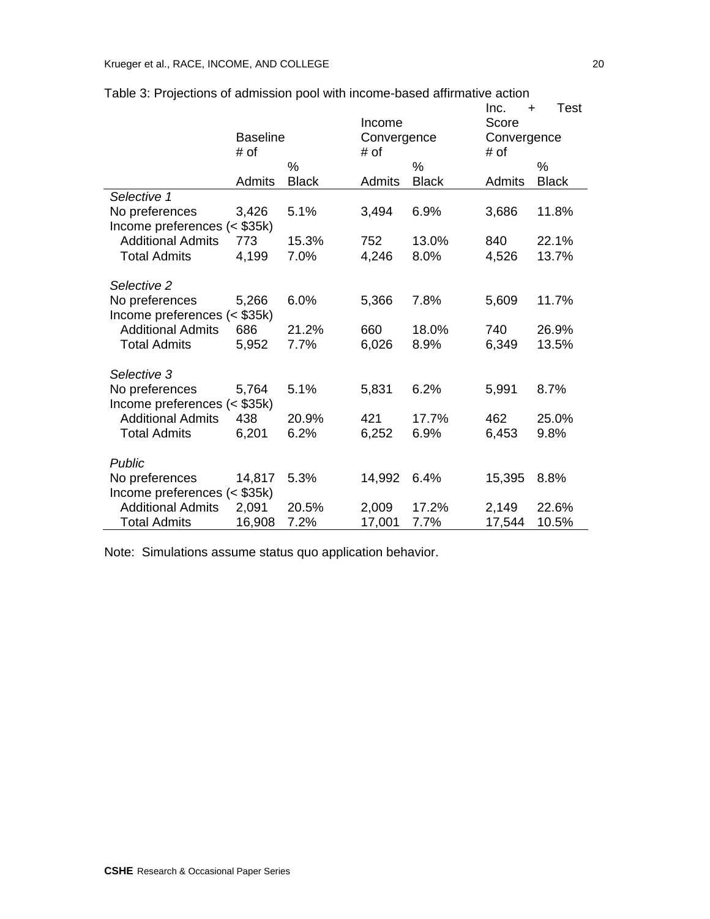Table 3: Projections of admission pool with income-based affirmative action

| | Baseline | | Income Convergence | | Inc. + Test Score Convergence | |
|---|---|---|---|---|---|---|
| | # of Admits | % Black | # of Admits | % Black | # of Admits | % Black |
| *Selective 1* | | | | | | |
| No preferences | 3,426 | 5.1% | 3,494 | 6.9% | 3,686 | 11.8% |
| Income preferences (< $35k) | | | | | | |
| Additional Admits | 773 | 15.3% | 752 | 13.0% | 840 | 22.1% |
| Total Admits | 4,199 | 7.0% | 4,246 | 8.0% | 4,526 | 13.7% |
| *Selective 2* | | | | | | |
| No preferences | 5,266 | 6.0% | 5,366 | 7.8% | 5,609 | 11.7% |
| Income preferences (< $35k) | | | | | | |
| Additional Admits | 686 | 21.2% | 660 | 18.0% | 740 | 26.9% |
| Total Admits | 5,952 | 7.7% | 6,026 | 8.9% | 6,349 | 13.5% |
| *Selective 3* | | | | | | |
| No preferences | 5,764 | 5.1% | 5,831 | 6.2% | 5,991 | 8.7% |
| Income preferences (< $35k) | | | | | | |
| Additional Admits | 438 | 20.9% | 421 | 17.7% | 462 | 25.0% |
| Total Admits | 6,201 | 6.2% | 6,252 | 6.9% | 6,453 | 9.8% |
| *Public* | | | | | | |
| No preferences | 14,817 | 5.3% | 14,992 | 6.4% | 15,395 | 8.8% |
| Income preferences (< $35k) | | | | | | |
| Additional Admits | 2,091 | 20.5% | 2,009 | 17.2% | 2,149 | 22.6% |
| Total Admits | 16,908 | 7.2% | 17,001 | 7.7% | 17,544 | 10.5% |

Note: Simulations assume status quo application behavior.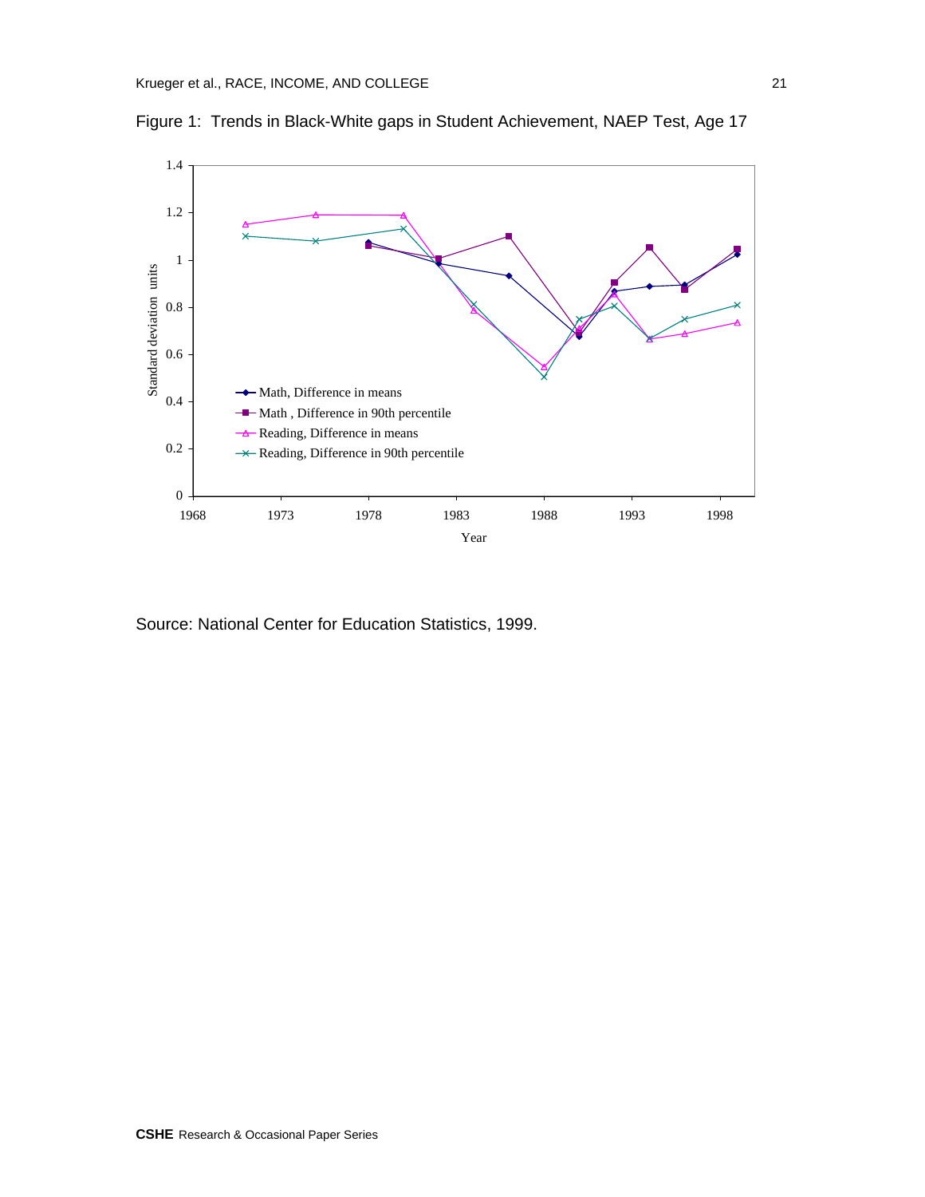Figure 1: Trends in Black-White gaps in Student Achievement, NAEP Test, Age 17

1.4
1.2
1
0.8
0.6
0.4
0.2
0

Standard deviation units

1968
1973
1978
1983
1988
1993
1998

Year

Math, Difference in means
Math , Difference in 90th percentile
Reading, Difference in means
Reading, Difference in 90th percentile

Source: National Center for Education Statistics, 1999.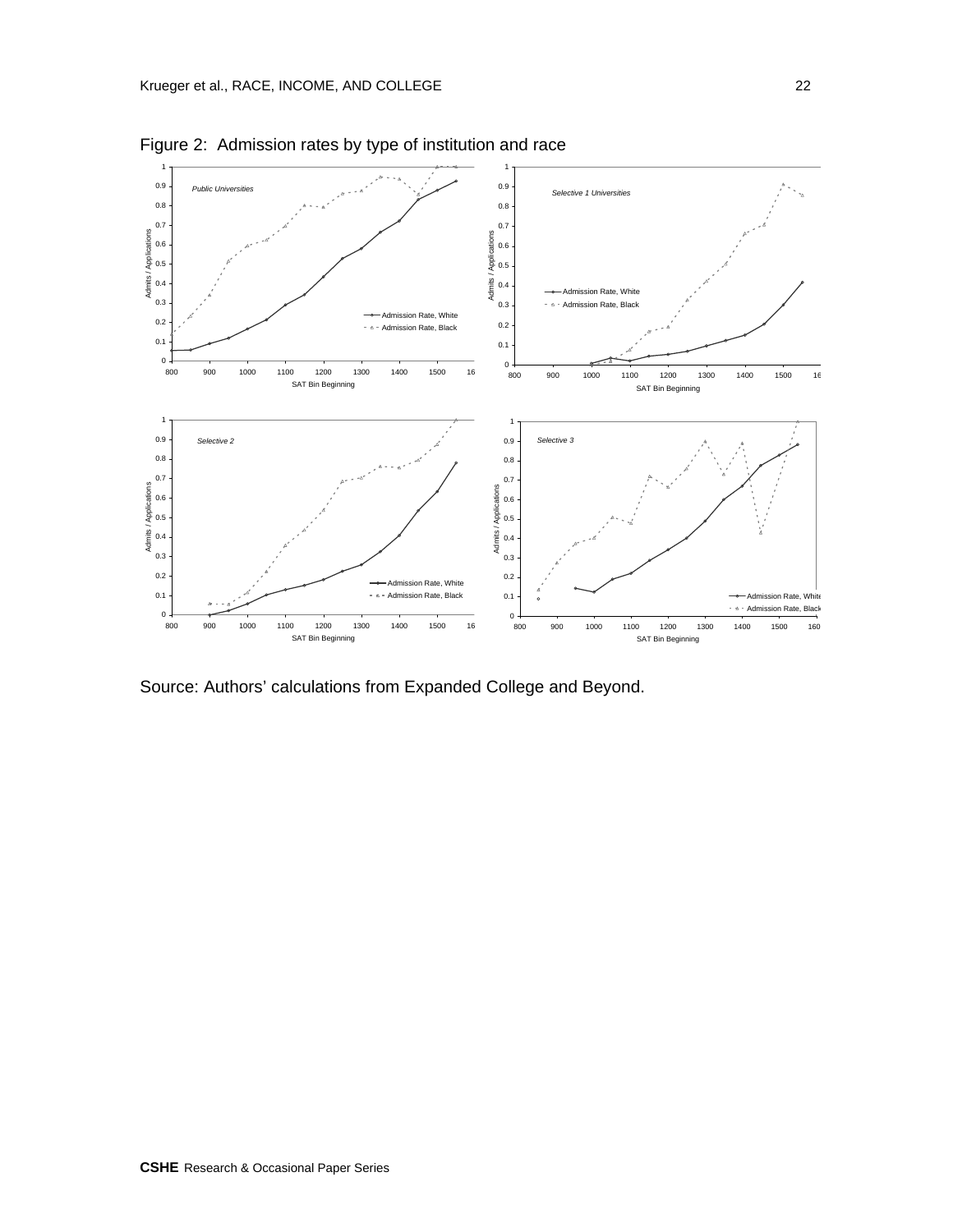Figure 2: Admission rates by type of institution and race

Public Universities

Admits / Applications

0
0.1
0.2
0.3
0.4
0.5
0.6
0.7
0.8
0.9
1

800 900 1000 1100 1200 1300 1400 1500 16

SAT Bin Beginning

Admission Rate, White
Admission Rate, Black

Selective 1 Universities

Admits / Applications

0
0.1
0.2
0.3
0.4
0.5
0.6
0.7
0.8
0.9
1

800 900 1000 1100 1200 1300 1400 1500 16

SAT Bin Beginning

Admission Rate, White
Admission Rate, Black

Selective 2

Admits / Applications

0
0.1
0.2
0.3
0.4
0.5
0.6
0.7
0.8
0.9
1

800 900 1000 1100 1200 1300 1400 1500 16

SAT Bin Beginning

Admission Rate, White
Admission Rate, Black

Selective 3

Admits / Applications

0
0.1
0.2
0.3
0.4
0.5
0.6
0.7
0.8
0.9
1

800 900 1000 1100 1200 1300 1400 1500 160

SAT Bin Beginning

Admission Rate, White
Admission Rate, Black

Source: Authors' calculations from Expanded College and Beyond.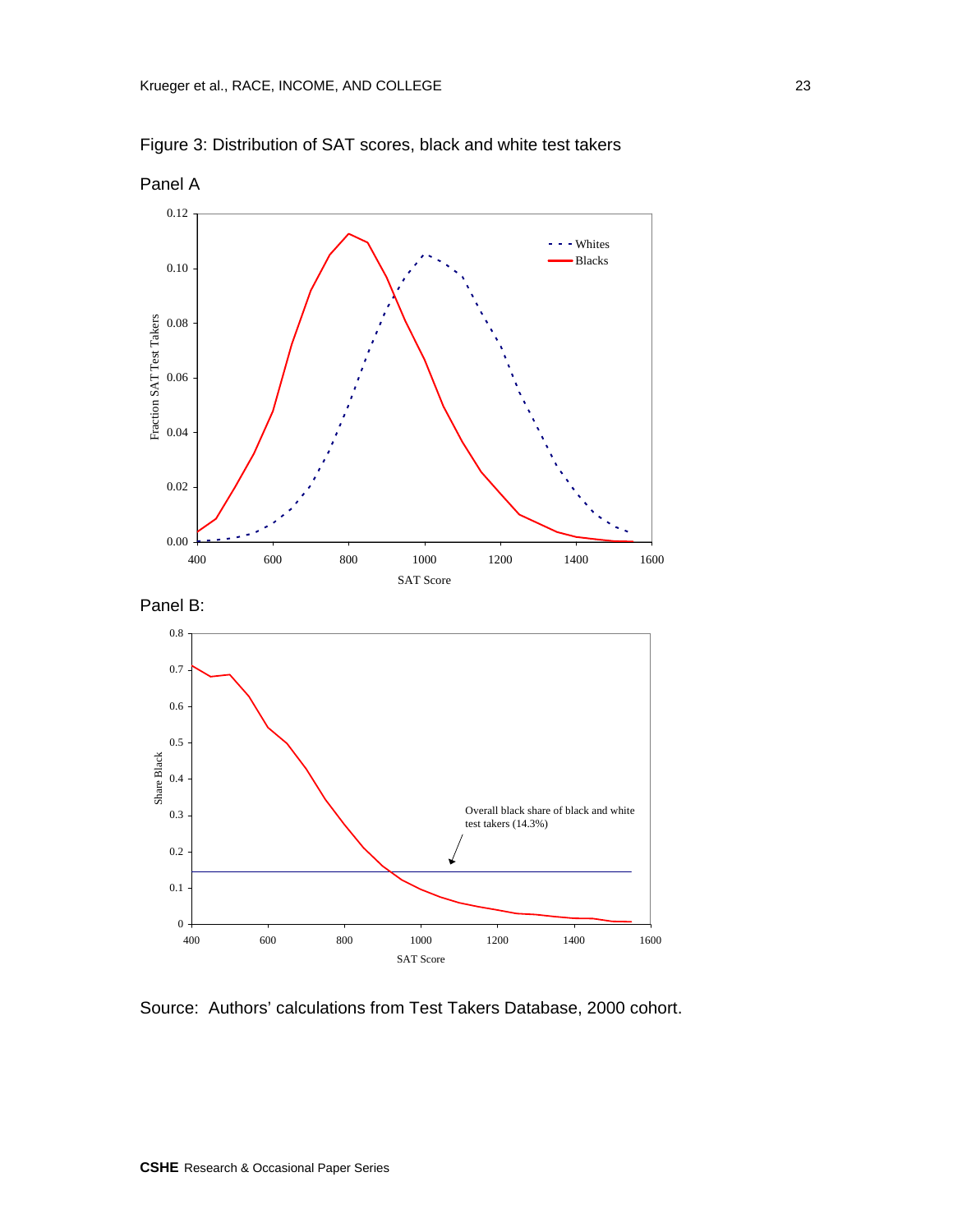Figure 3: Distribution of SAT scores, black and white test takers

Panel A

Panel B:

Source: Authors' calculations from Test Takers Database, 2000 cohort.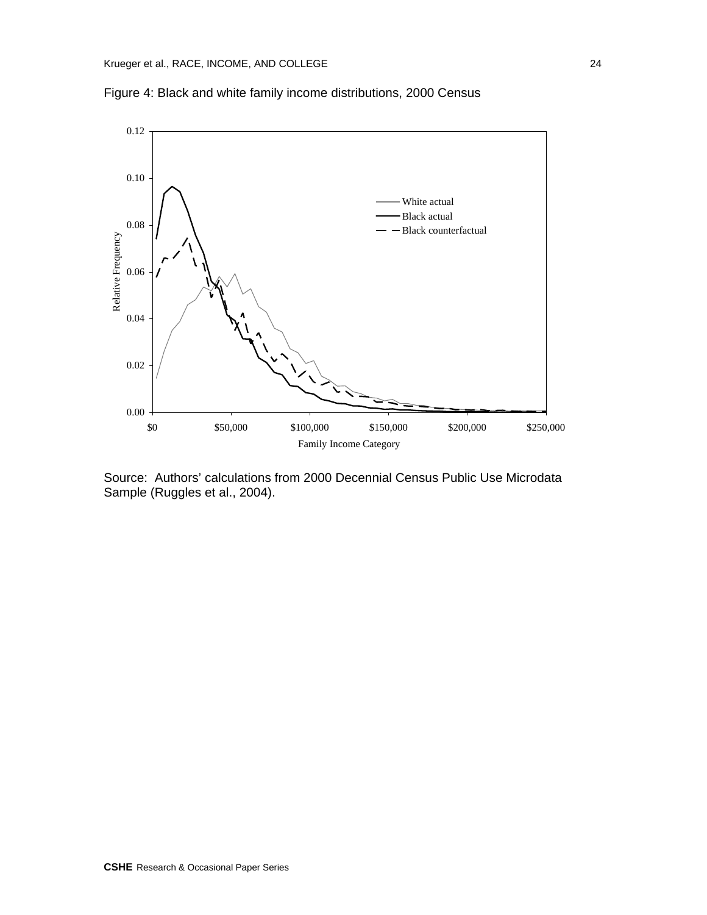Figure 4: Black and white family income distributions, 2000 Census

0.12
0.10
0.08
0.06
0.04
0.02
0.00

Relative Frequency

White actual
Black actual
Black counterfactual

$0
$50,000
$100,000
$150,000
$200,000
$250,000

Family Income Category

Source: Authors' calculations from 2000 Decennial Census Public Use Microdata Sample (Ruggles et al., 2004).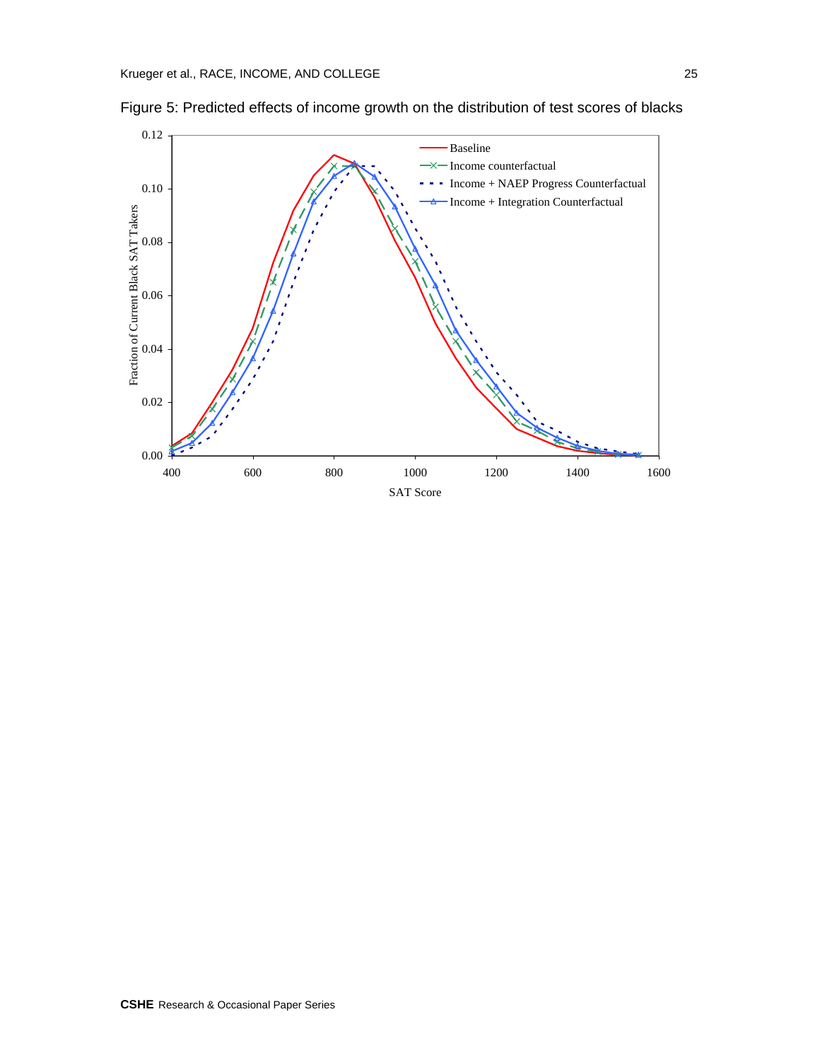Figure 5: Predicted effects of income growth on the distribution of test scores of blacks

Baseline
Income counterfactual
Income + NAEP Progress Counterfactual
Income + Integration Counterfactual

Fraction of Current Black SAT Takers

0.12
0.10
0.08
0.06
0.04
0.02
0.00

400
600
800
1000
1200
1400
1600

SAT Score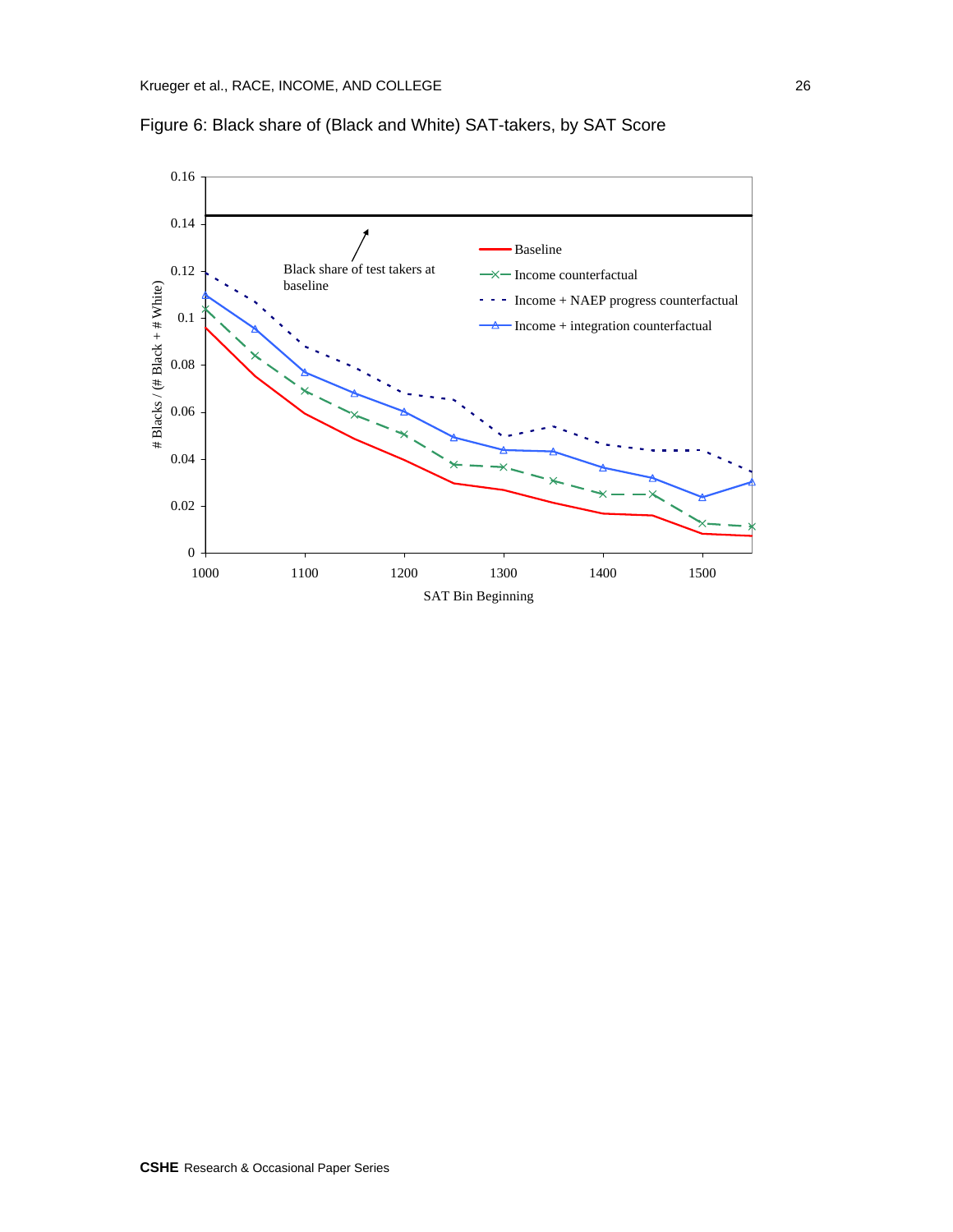Figure 6: Black share of (Black and White) SAT-takers, by SAT Score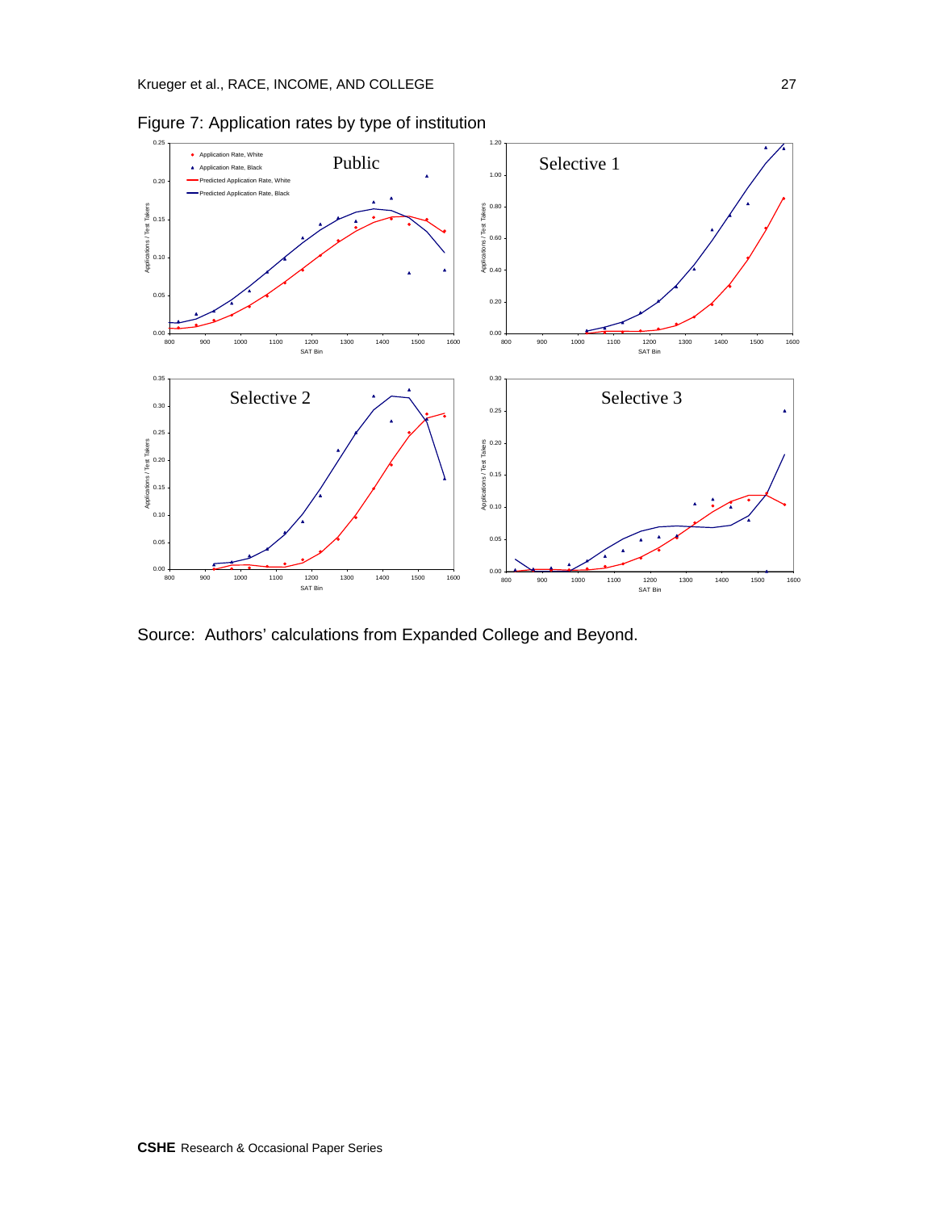Figure 7: Application rates by type of institution

Public

Application Rate, White
Application Rate, Black
Predicted Application Rate, White
Predicted Application Rate, Black

Applications / Test Takers

0.00
0.05
0.10
0.15
0.20
0.25

800 900 1000 1100 1200 1300 1400 1500 1600

SAT Bin

Selective 1

Applications / Test Takers

0.00
0.20
0.40
0.60
0.80
1.00
1.20

800 900 1000 1100 1200 1300 1400 1500 1600

SAT Bin

Selective 2

Applications / Test Takers

0.00
0.05
0.10
0.15
0.20
0.25
0.30
0.35

800 900 1000 1100 1200 1300 1400 1500 1600

SAT Bin

Selective 3

Applications / Test Takers

0.00
0.05
0.10
0.15
0.20
0.25
0.30

800 900 1000 1100 1200 1300 1400 1500 1600

SAT Bin

Source: Authors' calculations from Expanded College and Beyond.

**CSHE** Research & Occasional Paper Series